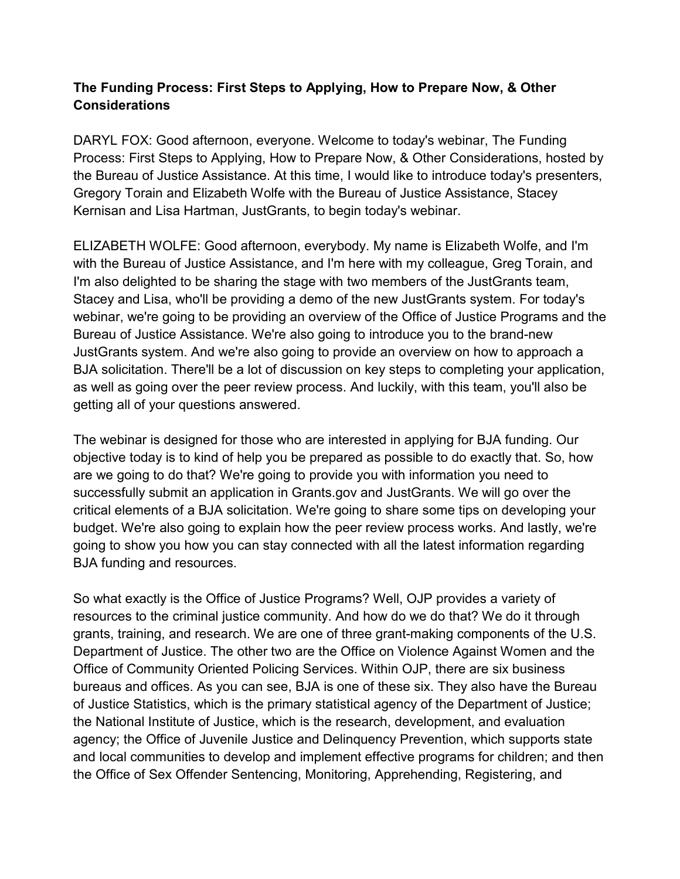**The Funding Process: First Steps to Applying, How to Prepare Now, & Other Considerations**

DARYL FOX: Good afternoon, everyone. Welcome to today's webinar, The Funding Process: First Steps to Applying, How to Prepare Now, & Other Considerations, hosted by the Bureau of Justice Assistance. At this time, I would like to introduce today's presenters, Gregory Torain and Elizabeth Wolfe with the Bureau of Justice Assistance, Stacey Kernisan and Lisa Hartman, JustGrants, to begin today's webinar.

ELIZABETH WOLFE: Good afternoon, everybody. My name is Elizabeth Wolfe, and I'm with the Bureau of Justice Assistance, and I'm here with my colleague, Greg Torain, and I'm also delighted to be sharing the stage with two members of the JustGrants team, Stacey and Lisa, who'll be providing a demo of the new JustGrants system. For today's webinar, we're going to be providing an overview of the Office of Justice Programs and the Bureau of Justice Assistance. We're also going to introduce you to the brand-new JustGrants system. And we're also going to provide an overview on how to approach a BJA solicitation. There'll be a lot of discussion on key steps to completing your application, as well as going over the peer review process. And luckily, with this team, you'll also be getting all of your questions answered.

The webinar is designed for those who are interested in applying for BJA funding. Our objective today is to kind of help you be prepared as possible to do exactly that. So, how are we going to do that? We're going to provide you with information you need to successfully submit an application in Grants.gov and JustGrants. We will go over the critical elements of a BJA solicitation. We're going to share some tips on developing your budget. We're also going to explain how the peer review process works. And lastly, we're going to show you how you can stay connected with all the latest information regarding BJA funding and resources.

So what exactly is the Office of Justice Programs? Well, OJP provides a variety of resources to the criminal justice community. And how do we do that? We do it through grants, training, and research. We are one of three grant-making components of the U.S. Department of Justice. The other two are the Office on Violence Against Women and the Office of Community Oriented Policing Services. Within OJP, there are six business bureaus and offices. As you can see, BJA is one of these six. They also have the Bureau of Justice Statistics, which is the primary statistical agency of the Department of Justice; the National Institute of Justice, which is the research, development, and evaluation agency; the Office of Juvenile Justice and Delinquency Prevention, which supports state and local communities to develop and implement effective programs for children; and then the Office of Sex Offender Sentencing, Monitoring, Apprehending, Registering, and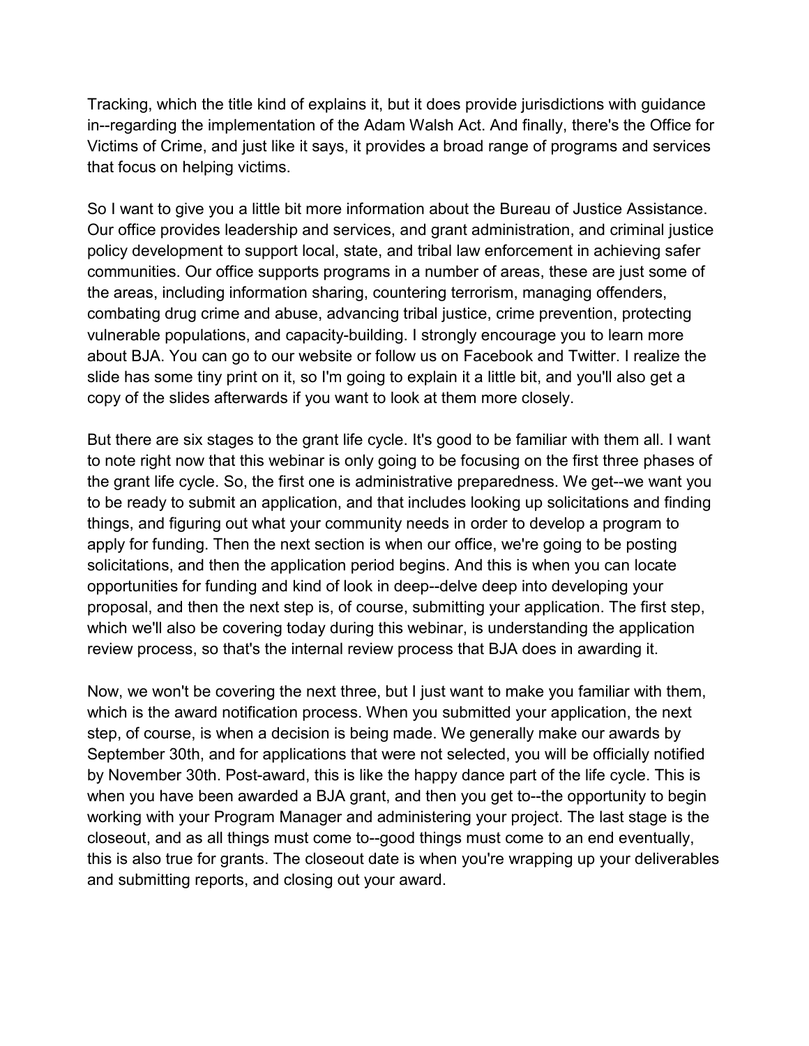Tracking, which the title kind of explains it, but it does provide jurisdictions with guidance in--regarding the implementation of the Adam Walsh Act. And finally, there's the Office for Victims of Crime, and just like it says, it provides a broad range of programs and services that focus on helping victims.

So I want to give you a little bit more information about the Bureau of Justice Assistance. Our office provides leadership and services, and grant administration, and criminal justice policy development to support local, state, and tribal law enforcement in achieving safer communities. Our office supports programs in a number of areas, these are just some of the areas, including information sharing, countering terrorism, managing offenders, combating drug crime and abuse, advancing tribal justice, crime prevention, protecting vulnerable populations, and capacity-building. I strongly encourage you to learn more about BJA. You can go to our website or follow us on Facebook and Twitter. I realize the slide has some tiny print on it, so I'm going to explain it a little bit, and you'll also get a copy of the slides afterwards if you want to look at them more closely.

But there are six stages to the grant life cycle. It's good to be familiar with them all. I want to note right now that this webinar is only going to be focusing on the first three phases of the grant life cycle. So, the first one is administrative preparedness. We get--we want you to be ready to submit an application, and that includes looking up solicitations and finding things, and figuring out what your community needs in order to develop a program to apply for funding. Then the next section is when our office, we're going to be posting solicitations, and then the application period begins. And this is when you can locate opportunities for funding and kind of look in deep--delve deep into developing your proposal, and then the next step is, of course, submitting your application. The first step, which we'll also be covering today during this webinar, is understanding the application review process, so that's the internal review process that BJA does in awarding it.

Now, we won't be covering the next three, but I just want to make you familiar with them, which is the award notification process. When you submitted your application, the next step, of course, is when a decision is being made. We generally make our awards by September 30th, and for applications that were not selected, you will be officially notified by November 30th. Post-award, this is like the happy dance part of the life cycle. This is when you have been awarded a BJA grant, and then you get to--the opportunity to begin working with your Program Manager and administering your project. The last stage is the closeout, and as all things must come to--good things must come to an end eventually, this is also true for grants. The closeout date is when you're wrapping up your deliverables and submitting reports, and closing out your award.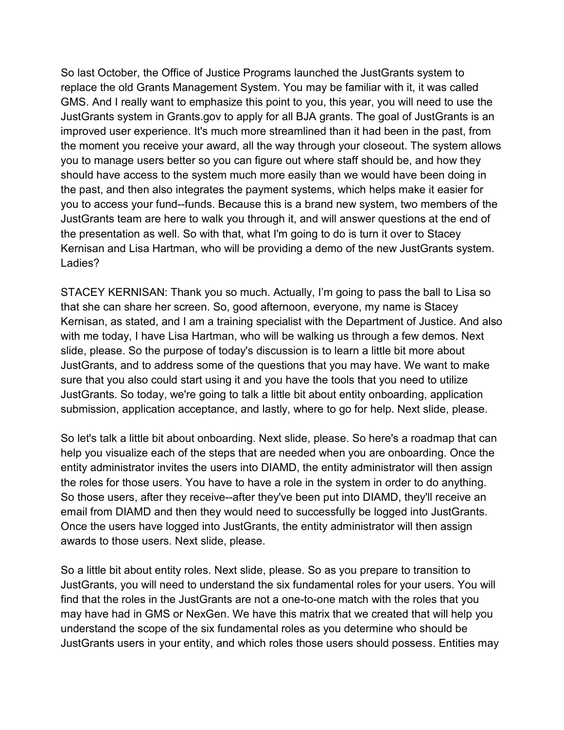So last October, the Office of Justice Programs launched the JustGrants system to replace the old Grants Management System. You may be familiar with it, it was called GMS. And I really want to emphasize this point to you, this year, you will need to use the JustGrants system in Grants.gov to apply for all BJA grants. The goal of JustGrants is an improved user experience. It's much more streamlined than it had been in the past, from the moment you receive your award, all the way through your closeout. The system allows you to manage users better so you can figure out where staff should be, and how they should have access to the system much more easily than we would have been doing in the past, and then also integrates the payment systems, which helps make it easier for you to access your fund--funds. Because this is a brand new system, two members of the JustGrants team are here to walk you through it, and will answer questions at the end of the presentation as well. So with that, what I'm going to do is turn it over to Stacey Kernisan and Lisa Hartman, who will be providing a demo of the new JustGrants system. Ladies?

STACEY KERNISAN: Thank you so much. Actually, I'm going to pass the ball to Lisa so that she can share her screen. So, good afternoon, everyone, my name is Stacey Kernisan, as stated, and I am a training specialist with the Department of Justice. And also with me today, I have Lisa Hartman, who will be walking us through a few demos. Next slide, please. So the purpose of today's discussion is to learn a little bit more about JustGrants, and to address some of the questions that you may have. We want to make sure that you also could start using it and you have the tools that you need to utilize JustGrants. So today, we're going to talk a little bit about entity onboarding, application submission, application acceptance, and lastly, where to go for help. Next slide, please.

So let's talk a little bit about onboarding. Next slide, please. So here's a roadmap that can help you visualize each of the steps that are needed when you are onboarding. Once the entity administrator invites the users into DIAMD, the entity administrator will then assign the roles for those users. You have to have a role in the system in order to do anything. So those users, after they receive--after they've been put into DIAMD, they'll receive an email from DIAMD and then they would need to successfully be logged into JustGrants. Once the users have logged into JustGrants, the entity administrator will then assign awards to those users. Next slide, please.

So a little bit about entity roles. Next slide, please. So as you prepare to transition to JustGrants, you will need to understand the six fundamental roles for your users. You will find that the roles in the JustGrants are not a one-to-one match with the roles that you may have had in GMS or NexGen. We have this matrix that we created that will help you understand the scope of the six fundamental roles as you determine who should be JustGrants users in your entity, and which roles those users should possess. Entities may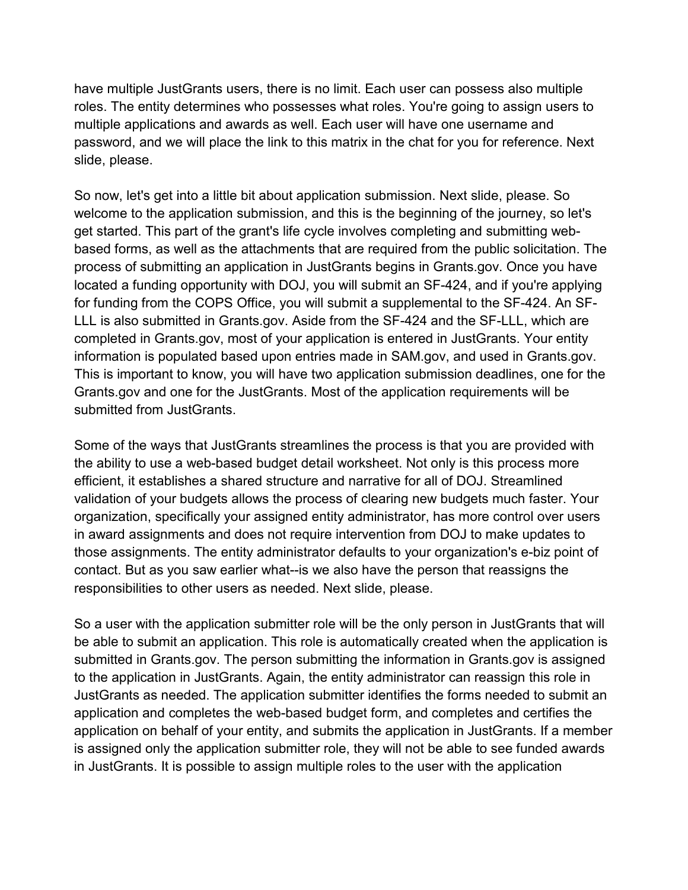have multiple JustGrants users, there is no limit. Each user can possess also multiple roles. The entity determines who possesses what roles. You're going to assign users to multiple applications and awards as well. Each user will have one username and password, and we will place the link to this matrix in the chat for you for reference. Next slide, please.

So now, let's get into a little bit about application submission. Next slide, please. So welcome to the application submission, and this is the beginning of the journey, so let's get started. This part of the grant's life cycle involves completing and submitting web-based forms, as well as the attachments that are required from the public solicitation. The process of submitting an application in JustGrants begins in Grants.gov. Once you have located a funding opportunity with DOJ, you will submit an SF-424, and if you're applying for funding from the COPS Office, you will submit a supplemental to the SF-424. An SF-LLL is also submitted in Grants.gov. Aside from the SF-424 and the SF-LLL, which are completed in Grants.gov, most of your application is entered in JustGrants. Your entity information is populated based upon entries made in SAM.gov, and used in Grants.gov. This is important to know, you will have two application submission deadlines, one for the Grants.gov and one for the JustGrants. Most of the application requirements will be submitted from JustGrants.

Some of the ways that JustGrants streamlines the process is that you are provided with the ability to use a web-based budget detail worksheet. Not only is this process more efficient, it establishes a shared structure and narrative for all of DOJ. Streamlined validation of your budgets allows the process of clearing new budgets much faster. Your organization, specifically your assigned entity administrator, has more control over users in award assignments and does not require intervention from DOJ to make updates to those assignments. The entity administrator defaults to your organization's e-biz point of contact. But as you saw earlier what--is we also have the person that reassigns the responsibilities to other users as needed. Next slide, please.

So a user with the application submitter role will be the only person in JustGrants that will be able to submit an application. This role is automatically created when the application is submitted in Grants.gov. The person submitting the information in Grants.gov is assigned to the application in JustGrants. Again, the entity administrator can reassign this role in JustGrants as needed. The application submitter identifies the forms needed to submit an application and completes the web-based budget form, and completes and certifies the application on behalf of your entity, and submits the application in JustGrants. If a member is assigned only the application submitter role, they will not be able to see funded awards in JustGrants. It is possible to assign multiple roles to the user with the application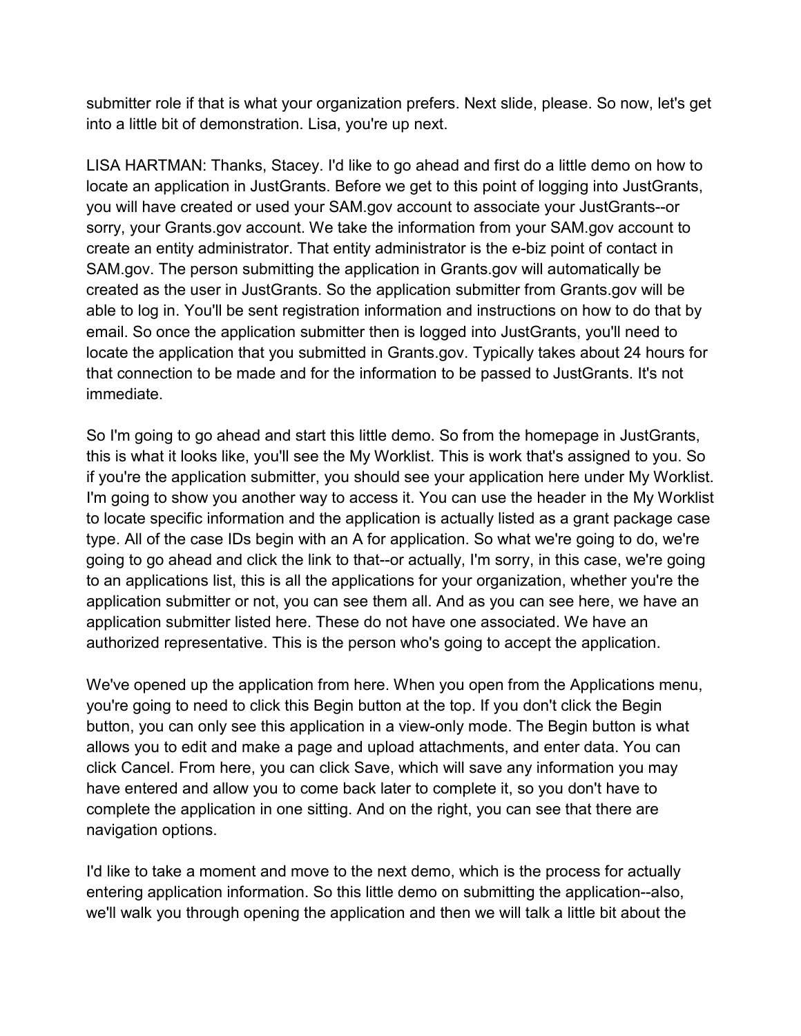submitter role if that is what your organization prefers. Next slide, please. So now, let's get into a little bit of demonstration. Lisa, you're up next.

LISA HARTMAN: Thanks, Stacey. I'd like to go ahead and first do a little demo on how to locate an application in JustGrants. Before we get to this point of logging into JustGrants, you will have created or used your SAM.gov account to associate your JustGrants--or sorry, your Grants.gov account. We take the information from your SAM.gov account to create an entity administrator. That entity administrator is the e-biz point of contact in SAM.gov. The person submitting the application in Grants.gov will automatically be created as the user in JustGrants. So the application submitter from Grants.gov will be able to log in. You'll be sent registration information and instructions on how to do that by email. So once the application submitter then is logged into JustGrants, you'll need to locate the application that you submitted in Grants.gov. Typically takes about 24 hours for that connection to be made and for the information to be passed to JustGrants. It's not immediate.

So I'm going to go ahead and start this little demo. So from the homepage in JustGrants, this is what it looks like, you'll see the My Worklist. This is work that's assigned to you. So if you're the application submitter, you should see your application here under My Worklist. I'm going to show you another way to access it. You can use the header in the My Worklist to locate specific information and the application is actually listed as a grant package case type. All of the case IDs begin with an A for application. So what we're going to do, we're going to go ahead and click the link to that--or actually, I'm sorry, in this case, we're going to an applications list, this is all the applications for your organization, whether you're the application submitter or not, you can see them all. And as you can see here, we have an application submitter listed here. These do not have one associated. We have an authorized representative. This is the person who's going to accept the application.

We've opened up the application from here. When you open from the Applications menu, you're going to need to click this Begin button at the top. If you don't click the Begin button, you can only see this application in a view-only mode. The Begin button is what allows you to edit and make a page and upload attachments, and enter data. You can click Cancel. From here, you can click Save, which will save any information you may have entered and allow you to come back later to complete it, so you don't have to complete the application in one sitting. And on the right, you can see that there are navigation options.

I'd like to take a moment and move to the next demo, which is the process for actually entering application information. So this little demo on submitting the application--also, we'll walk you through opening the application and then we will talk a little bit about the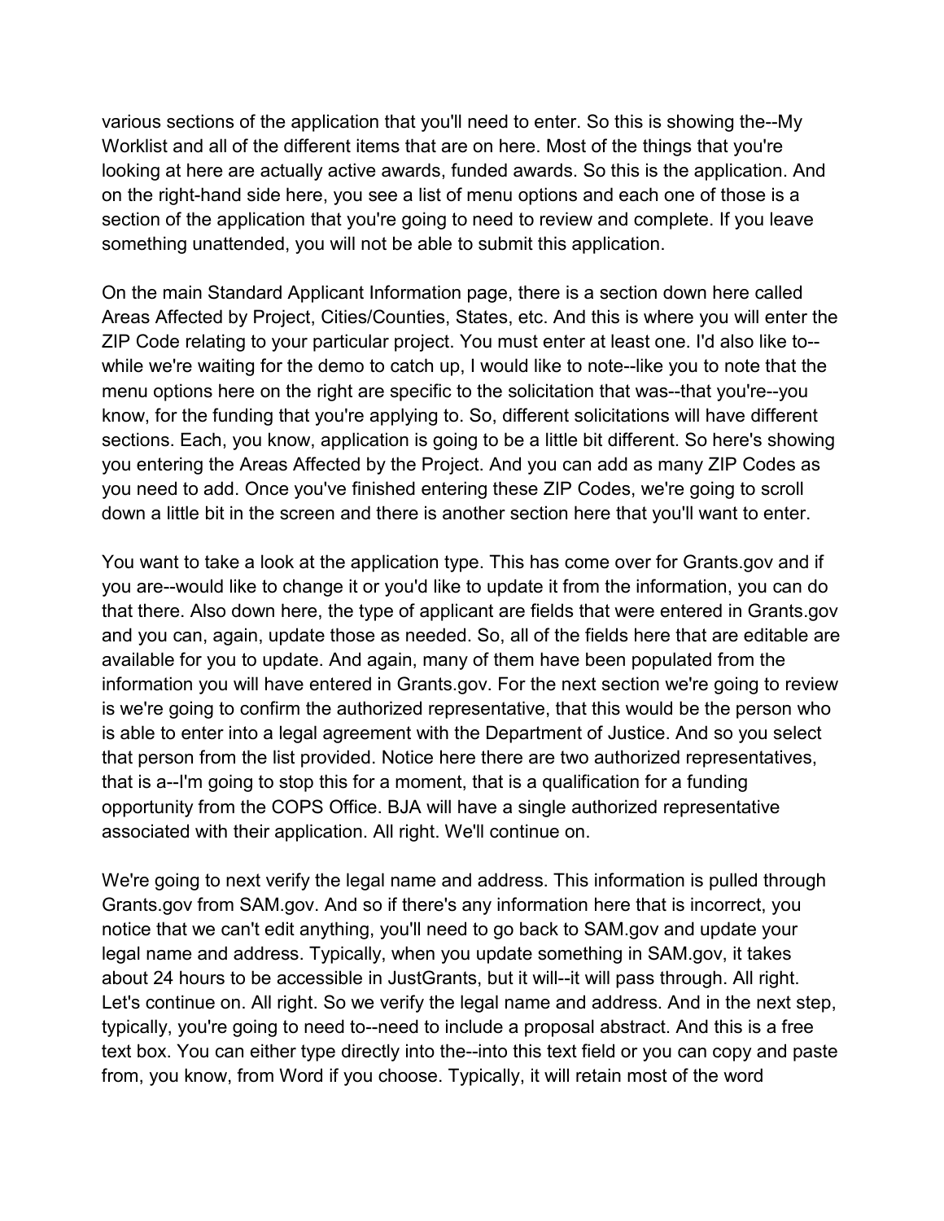various sections of the application that you'll need to enter. So this is showing the--My Worklist and all of the different items that are on here. Most of the things that you're looking at here are actually active awards, funded awards. So this is the application. And on the right-hand side here, you see a list of menu options and each one of those is a section of the application that you're going to need to review and complete. If you leave something unattended, you will not be able to submit this application.

On the main Standard Applicant Information page, there is a section down here called Areas Affected by Project, Cities/Counties, States, etc. And this is where you will enter the ZIP Code relating to your particular project. You must enter at least one. I'd also like to--while we're waiting for the demo to catch up, I would like to note--like you to note that the menu options here on the right are specific to the solicitation that was--that you're--you know, for the funding that you're applying to. So, different solicitations will have different sections. Each, you know, application is going to be a little bit different. So here's showing you entering the Areas Affected by the Project. And you can add as many ZIP Codes as you need to add. Once you've finished entering these ZIP Codes, we're going to scroll down a little bit in the screen and there is another section here that you'll want to enter.

You want to take a look at the application type. This has come over for Grants.gov and if you are--would like to change it or you'd like to update it from the information, you can do that there. Also down here, the type of applicant are fields that were entered in Grants.gov and you can, again, update those as needed. So, all of the fields here that are editable are available for you to update. And again, many of them have been populated from the information you will have entered in Grants.gov. For the next section we're going to review is we're going to confirm the authorized representative, that this would be the person who is able to enter into a legal agreement with the Department of Justice. And so you select that person from the list provided. Notice here there are two authorized representatives, that is a--I'm going to stop this for a moment, that is a qualification for a funding opportunity from the COPS Office. BJA will have a single authorized representative associated with their application. All right. We'll continue on.

We're going to next verify the legal name and address. This information is pulled through Grants.gov from SAM.gov. And so if there's any information here that is incorrect, you notice that we can't edit anything, you'll need to go back to SAM.gov and update your legal name and address. Typically, when you update something in SAM.gov, it takes about 24 hours to be accessible in JustGrants, but it will--it will pass through. All right. Let's continue on. All right. So we verify the legal name and address. And in the next step, typically, you're going to need to--need to include a proposal abstract. And this is a free text box. You can either type directly into the--into this text field or you can copy and paste from, you know, from Word if you choose. Typically, it will retain most of the word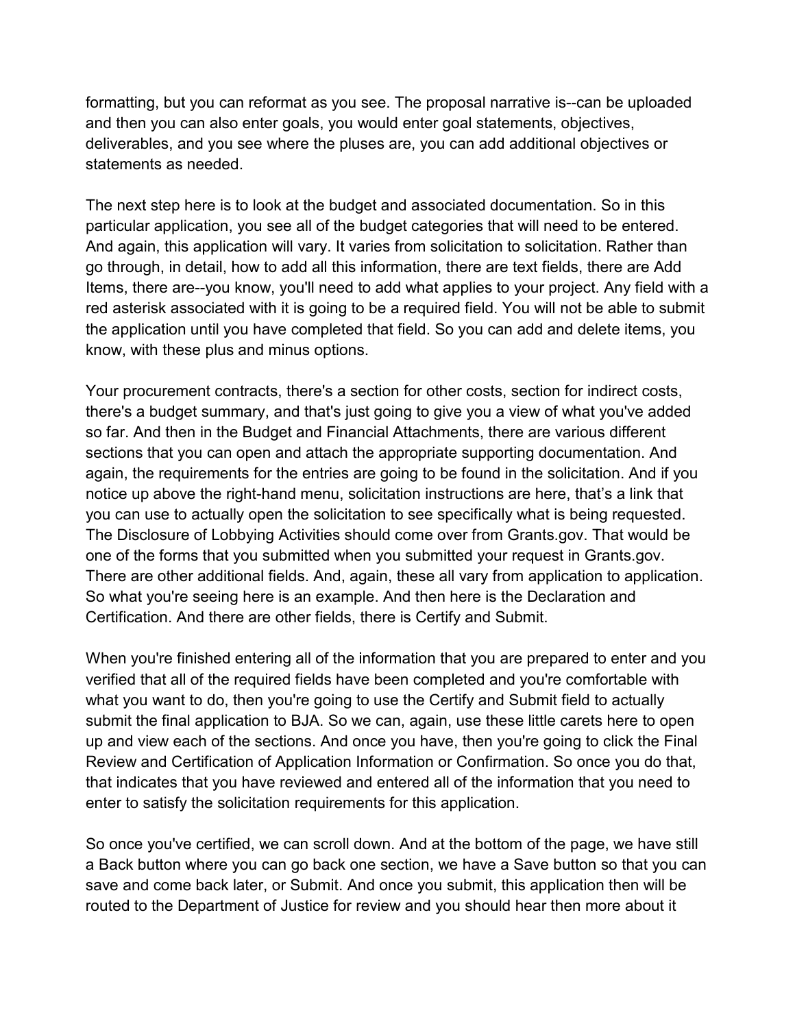formatting, but you can reformat as you see. The proposal narrative is--can be uploaded and then you can also enter goals, you would enter goal statements, objectives, deliverables, and you see where the pluses are, you can add additional objectives or statements as needed.

The next step here is to look at the budget and associated documentation. So in this particular application, you see all of the budget categories that will need to be entered. And again, this application will vary. It varies from solicitation to solicitation. Rather than go through, in detail, how to add all this information, there are text fields, there are Add Items, there are--you know, you'll need to add what applies to your project. Any field with a red asterisk associated with it is going to be a required field. You will not be able to submit the application until you have completed that field. So you can add and delete items, you know, with these plus and minus options.

Your procurement contracts, there's a section for other costs, section for indirect costs, there's a budget summary, and that's just going to give you a view of what you've added so far. And then in the Budget and Financial Attachments, there are various different sections that you can open and attach the appropriate supporting documentation. And again, the requirements for the entries are going to be found in the solicitation. And if you notice up above the right-hand menu, solicitation instructions are here, that's a link that you can use to actually open the solicitation to see specifically what is being requested. The Disclosure of Lobbying Activities should come over from Grants.gov. That would be one of the forms that you submitted when you submitted your request in Grants.gov. There are other additional fields. And, again, these all vary from application to application. So what you're seeing here is an example. And then here is the Declaration and Certification. And there are other fields, there is Certify and Submit.

When you're finished entering all of the information that you are prepared to enter and you verified that all of the required fields have been completed and you're comfortable with what you want to do, then you're going to use the Certify and Submit field to actually submit the final application to BJA. So we can, again, use these little carets here to open up and view each of the sections. And once you have, then you're going to click the Final Review and Certification of Application Information or Confirmation. So once you do that, that indicates that you have reviewed and entered all of the information that you need to enter to satisfy the solicitation requirements for this application.

So once you've certified, we can scroll down. And at the bottom of the page, we have still a Back button where you can go back one section, we have a Save button so that you can save and come back later, or Submit. And once you submit, this application then will be routed to the Department of Justice for review and you should hear then more about it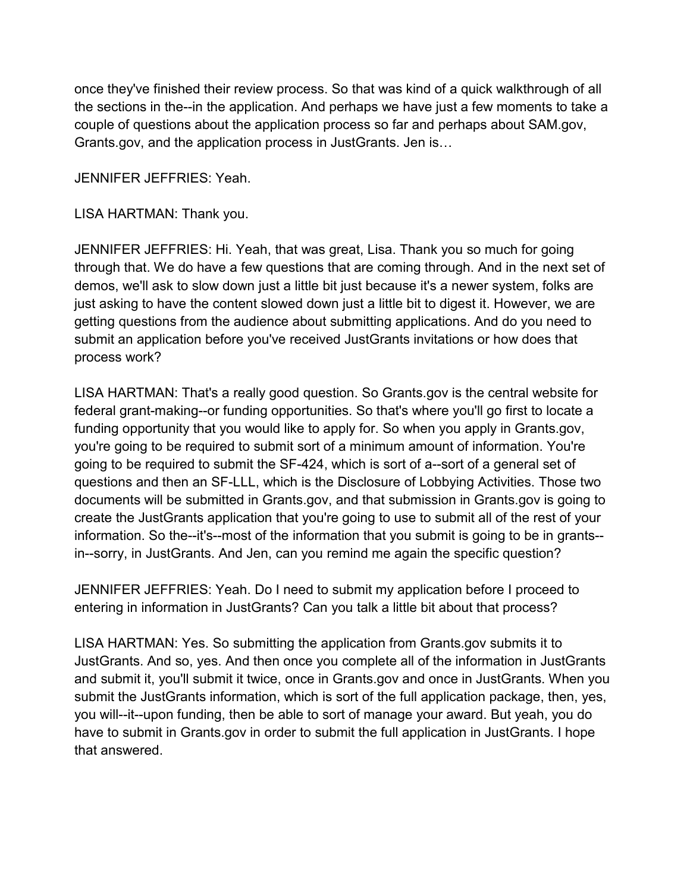once they've finished their review process. So that was kind of a quick walkthrough of all the sections in the--in the application. And perhaps we have just a few moments to take a couple of questions about the application process so far and perhaps about SAM.gov, Grants.gov, and the application process in JustGrants. Jen is…

JENNIFER JEFFRIES: Yeah.

LISA HARTMAN: Thank you.

JENNIFER JEFFRIES: Hi. Yeah, that was great, Lisa. Thank you so much for going through that. We do have a few questions that are coming through. And in the next set of demos, we'll ask to slow down just a little bit just because it's a newer system, folks are just asking to have the content slowed down just a little bit to digest it. However, we are getting questions from the audience about submitting applications. And do you need to submit an application before you've received JustGrants invitations or how does that process work?

LISA HARTMAN: That's a really good question. So Grants.gov is the central website for federal grant-making--or funding opportunities. So that's where you'll go first to locate a funding opportunity that you would like to apply for. So when you apply in Grants.gov, you're going to be required to submit sort of a minimum amount of information. You're going to be required to submit the SF-424, which is sort of a--sort of a general set of questions and then an SF-LLL, which is the Disclosure of Lobbying Activities. Those two documents will be submitted in Grants.gov, and that submission in Grants.gov is going to create the JustGrants application that you're going to use to submit all of the rest of your information. So the--it's--most of the information that you submit is going to be in grants--in--sorry, in JustGrants. And Jen, can you remind me again the specific question?

JENNIFER JEFFRIES: Yeah. Do I need to submit my application before I proceed to entering in information in JustGrants? Can you talk a little bit about that process?

LISA HARTMAN: Yes. So submitting the application from Grants.gov submits it to JustGrants. And so, yes. And then once you complete all of the information in JustGrants and submit it, you'll submit it twice, once in Grants.gov and once in JustGrants. When you submit the JustGrants information, which is sort of the full application package, then, yes, you will--it--upon funding, then be able to sort of manage your award. But yeah, you do have to submit in Grants.gov in order to submit the full application in JustGrants. I hope that answered.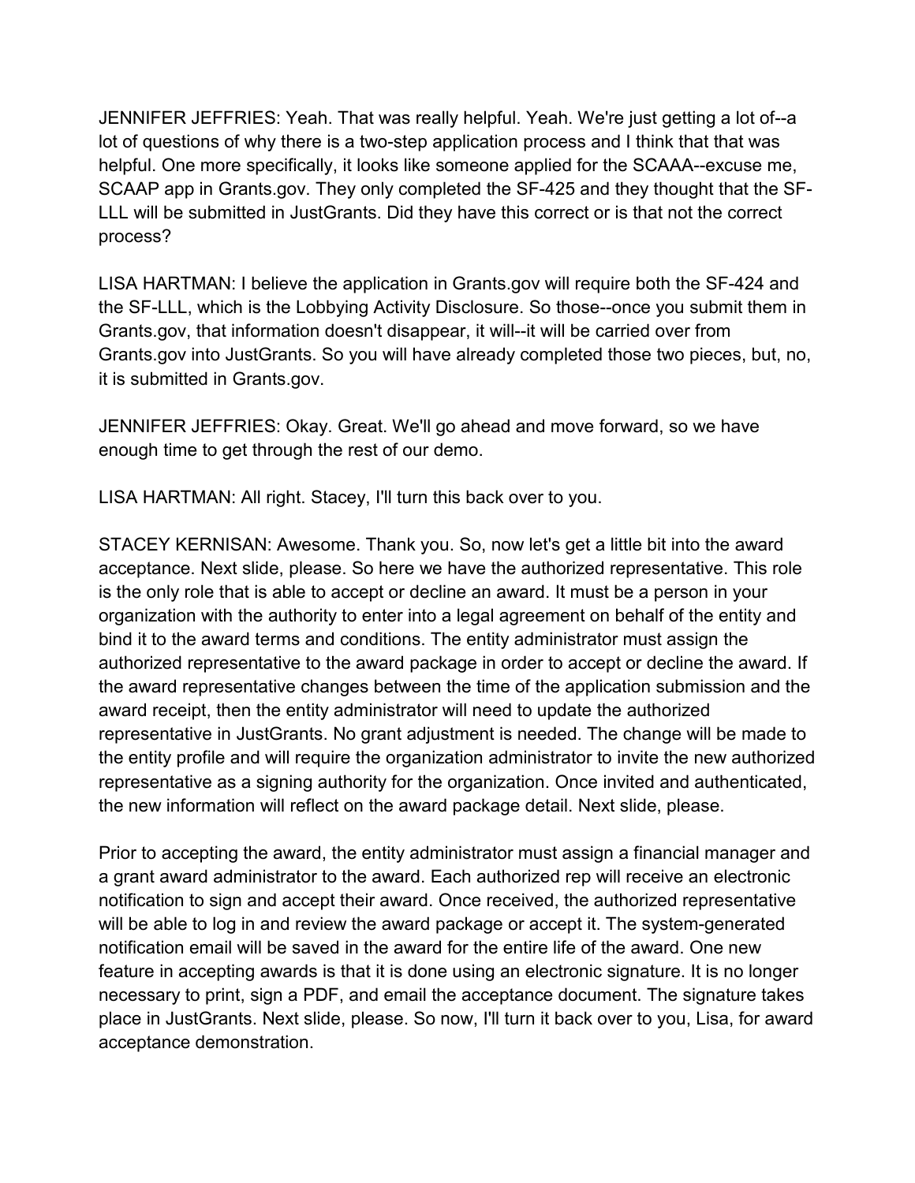JENNIFER JEFFRIES: Yeah. That was really helpful. Yeah. We're just getting a lot of--a lot of questions of why there is a two-step application process and I think that that was helpful. One more specifically, it looks like someone applied for the SCAAA--excuse me, SCAAP app in Grants.gov. They only completed the SF-425 and they thought that the SF-LLL will be submitted in JustGrants. Did they have this correct or is that not the correct process?

LISA HARTMAN: I believe the application in Grants.gov will require both the SF-424 and the SF-LLL, which is the Lobbying Activity Disclosure. So those--once you submit them in Grants.gov, that information doesn't disappear, it will--it will be carried over from Grants.gov into JustGrants. So you will have already completed those two pieces, but, no, it is submitted in Grants.gov.

JENNIFER JEFFRIES: Okay. Great. We'll go ahead and move forward, so we have enough time to get through the rest of our demo.

LISA HARTMAN: All right. Stacey, I'll turn this back over to you.

STACEY KERNISAN: Awesome. Thank you. So, now let's get a little bit into the award acceptance. Next slide, please. So here we have the authorized representative. This role is the only role that is able to accept or decline an award. It must be a person in your organization with the authority to enter into a legal agreement on behalf of the entity and bind it to the award terms and conditions. The entity administrator must assign the authorized representative to the award package in order to accept or decline the award. If the award representative changes between the time of the application submission and the award receipt, then the entity administrator will need to update the authorized representative in JustGrants. No grant adjustment is needed. The change will be made to the entity profile and will require the organization administrator to invite the new authorized representative as a signing authority for the organization. Once invited and authenticated, the new information will reflect on the award package detail. Next slide, please.

Prior to accepting the award, the entity administrator must assign a financial manager and a grant award administrator to the award. Each authorized rep will receive an electronic notification to sign and accept their award. Once received, the authorized representative will be able to log in and review the award package or accept it. The system-generated notification email will be saved in the award for the entire life of the award. One new feature in accepting awards is that it is done using an electronic signature. It is no longer necessary to print, sign a PDF, and email the acceptance document. The signature takes place in JustGrants. Next slide, please. So now, I'll turn it back over to you, Lisa, for award acceptance demonstration.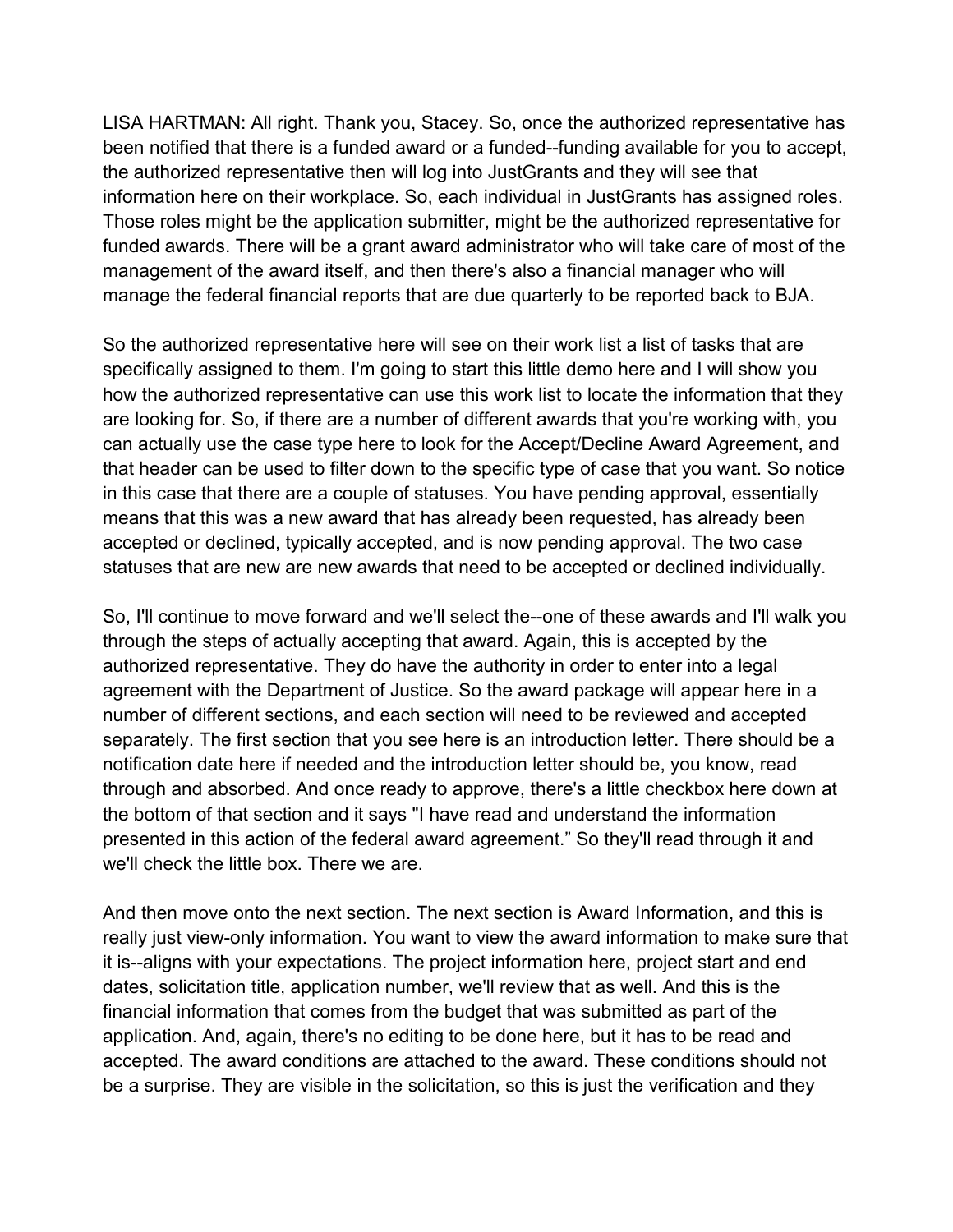LISA HARTMAN: All right. Thank you, Stacey. So, once the authorized representative has been notified that there is a funded award or a funded--funding available for you to accept, the authorized representative then will log into JustGrants and they will see that information here on their workplace. So, each individual in JustGrants has assigned roles. Those roles might be the application submitter, might be the authorized representative for funded awards. There will be a grant award administrator who will take care of most of the management of the award itself, and then there's also a financial manager who will manage the federal financial reports that are due quarterly to be reported back to BJA.

So the authorized representative here will see on their work list a list of tasks that are specifically assigned to them. I'm going to start this little demo here and I will show you how the authorized representative can use this work list to locate the information that they are looking for. So, if there are a number of different awards that you're working with, you can actually use the case type here to look for the Accept/Decline Award Agreement, and that header can be used to filter down to the specific type of case that you want. So notice in this case that there are a couple of statuses. You have pending approval, essentially means that this was a new award that has already been requested, has already been accepted or declined, typically accepted, and is now pending approval. The two case statuses that are new are new awards that need to be accepted or declined individually.

So, I'll continue to move forward and we'll select the--one of these awards and I'll walk you through the steps of actually accepting that award. Again, this is accepted by the authorized representative. They do have the authority in order to enter into a legal agreement with the Department of Justice. So the award package will appear here in a number of different sections, and each section will need to be reviewed and accepted separately. The first section that you see here is an introduction letter. There should be a notification date here if needed and the introduction letter should be, you know, read through and absorbed. And once ready to approve, there's a little checkbox here down at the bottom of that section and it says "I have read and understand the information presented in this action of the federal award agreement." So they'll read through it and we'll check the little box. There we are.

And then move onto the next section. The next section is Award Information, and this is really just view-only information. You want to view the award information to make sure that it is--aligns with your expectations. The project information here, project start and end dates, solicitation title, application number, we'll review that as well. And this is the financial information that comes from the budget that was submitted as part of the application. And, again, there's no editing to be done here, but it has to be read and accepted. The award conditions are attached to the award. These conditions should not be a surprise. They are visible in the solicitation, so this is just the verification and they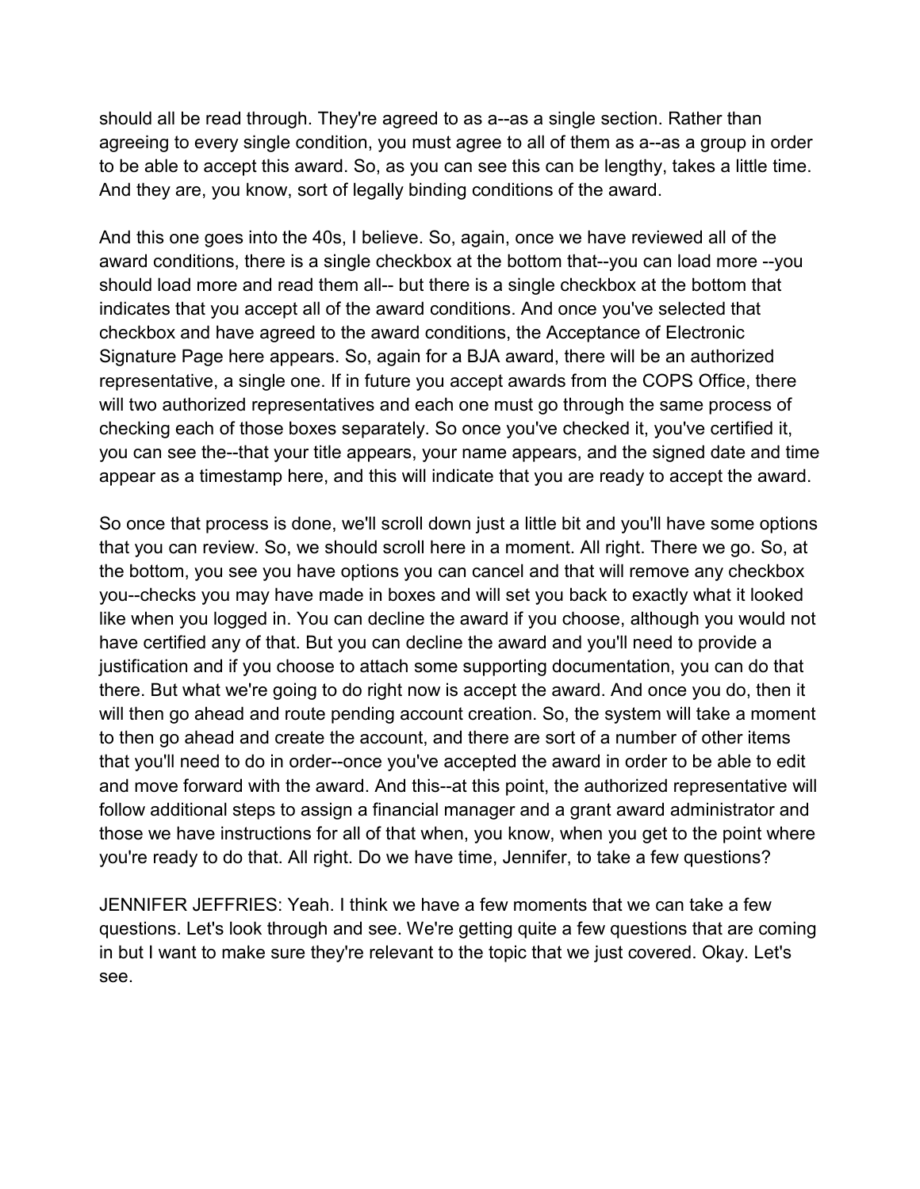should all be read through. They're agreed to as a--as a single section. Rather than agreeing to every single condition, you must agree to all of them as a--as a group in order to be able to accept this award. So, as you can see this can be lengthy, takes a little time. And they are, you know, sort of legally binding conditions of the award.

And this one goes into the 40s, I believe. So, again, once we have reviewed all of the award conditions, there is a single checkbox at the bottom that--you can load more --you should load more and read them all-- but there is a single checkbox at the bottom that indicates that you accept all of the award conditions. And once you've selected that checkbox and have agreed to the award conditions, the Acceptance of Electronic Signature Page here appears. So, again for a BJA award, there will be an authorized representative, a single one. If in future you accept awards from the COPS Office, there will two authorized representatives and each one must go through the same process of checking each of those boxes separately. So once you've checked it, you've certified it, you can see the--that your title appears, your name appears, and the signed date and time appear as a timestamp here, and this will indicate that you are ready to accept the award.

So once that process is done, we'll scroll down just a little bit and you'll have some options that you can review. So, we should scroll here in a moment. All right. There we go. So, at the bottom, you see you have options you can cancel and that will remove any checkbox you--checks you may have made in boxes and will set you back to exactly what it looked like when you logged in. You can decline the award if you choose, although you would not have certified any of that. But you can decline the award and you'll need to provide a justification and if you choose to attach some supporting documentation, you can do that there. But what we're going to do right now is accept the award. And once you do, then it will then go ahead and route pending account creation. So, the system will take a moment to then go ahead and create the account, and there are sort of a number of other items that you'll need to do in order--once you've accepted the award in order to be able to edit and move forward with the award. And this--at this point, the authorized representative will follow additional steps to assign a financial manager and a grant award administrator and those we have instructions for all of that when, you know, when you get to the point where you're ready to do that. All right. Do we have time, Jennifer, to take a few questions?

JENNIFER JEFFRIES: Yeah. I think we have a few moments that we can take a few questions. Let's look through and see. We're getting quite a few questions that are coming in but I want to make sure they're relevant to the topic that we just covered. Okay. Let's see.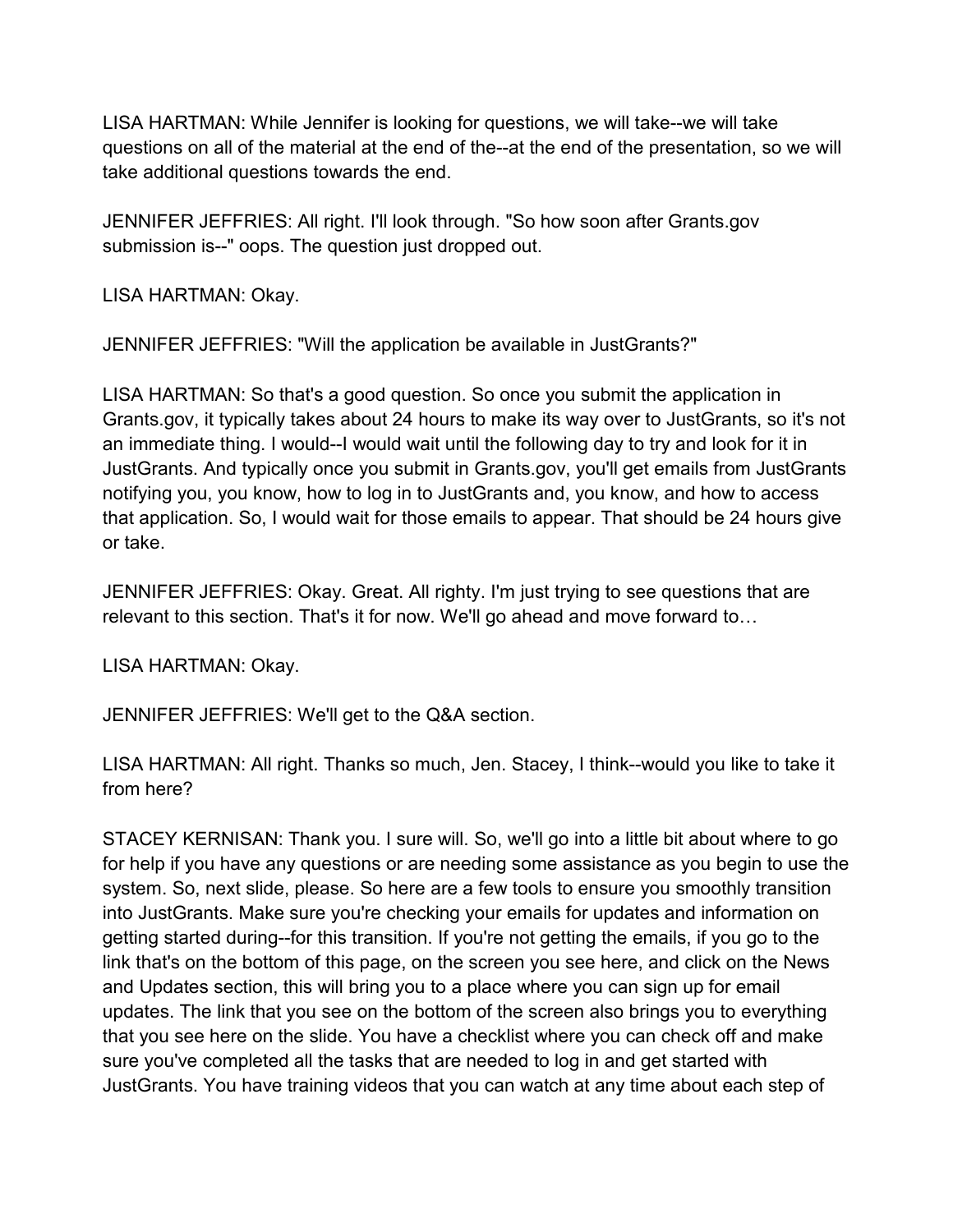LISA HARTMAN: While Jennifer is looking for questions, we will take--we will take questions on all of the material at the end of the--at the end of the presentation, so we will take additional questions towards the end.

JENNIFER JEFFRIES: All right. I'll look through. "So how soon after Grants.gov submission is--" oops. The question just dropped out.

LISA HARTMAN: Okay.

JENNIFER JEFFRIES: "Will the application be available in JustGrants?"

LISA HARTMAN: So that's a good question. So once you submit the application in Grants.gov, it typically takes about 24 hours to make its way over to JustGrants, so it's not an immediate thing. I would--I would wait until the following day to try and look for it in JustGrants. And typically once you submit in Grants.gov, you'll get emails from JustGrants notifying you, you know, how to log in to JustGrants and, you know, and how to access that application. So, I would wait for those emails to appear. That should be 24 hours give or take.

JENNIFER JEFFRIES: Okay. Great. All righty. I'm just trying to see questions that are relevant to this section. That's it for now. We'll go ahead and move forward to…

LISA HARTMAN: Okay.

JENNIFER JEFFRIES: We'll get to the Q&A section.

LISA HARTMAN: All right. Thanks so much, Jen. Stacey, I think--would you like to take it from here?

STACEY KERNISAN: Thank you. I sure will. So, we'll go into a little bit about where to go for help if you have any questions or are needing some assistance as you begin to use the system. So, next slide, please. So here are a few tools to ensure you smoothly transition into JustGrants. Make sure you're checking your emails for updates and information on getting started during--for this transition. If you're not getting the emails, if you go to the link that's on the bottom of this page, on the screen you see here, and click on the News and Updates section, this will bring you to a place where you can sign up for email updates. The link that you see on the bottom of the screen also brings you to everything that you see here on the slide. You have a checklist where you can check off and make sure you've completed all the tasks that are needed to log in and get started with JustGrants. You have training videos that you can watch at any time about each step of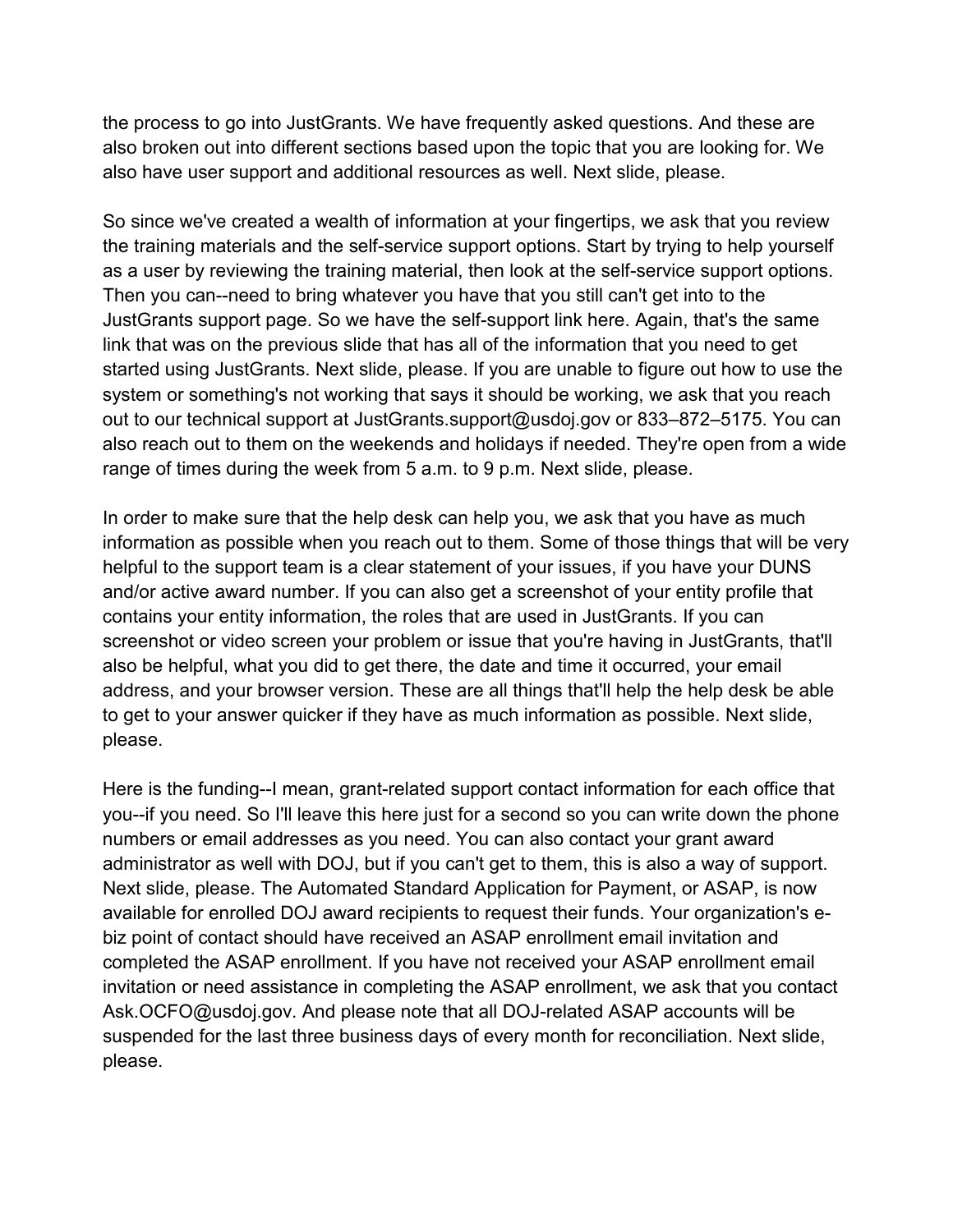the process to go into JustGrants. We have frequently asked questions. And these are also broken out into different sections based upon the topic that you are looking for. We also have user support and additional resources as well. Next slide, please.

So since we've created a wealth of information at your fingertips, we ask that you review the training materials and the self-service support options. Start by trying to help yourself as a user by reviewing the training material, then look at the self-service support options. Then you can--need to bring whatever you have that you still can't get into to the JustGrants support page. So we have the self-support link here. Again, that's the same link that was on the previous slide that has all of the information that you need to get started using JustGrants. Next slide, please. If you are unable to figure out how to use the system or something's not working that says it should be working, we ask that you reach out to our technical support at JustGrants.support@usdoj.gov or 833–872–5175. You can also reach out to them on the weekends and holidays if needed. They're open from a wide range of times during the week from 5 a.m. to 9 p.m. Next slide, please.

In order to make sure that the help desk can help you, we ask that you have as much information as possible when you reach out to them. Some of those things that will be very helpful to the support team is a clear statement of your issues, if you have your DUNS and/or active award number. If you can also get a screenshot of your entity profile that contains your entity information, the roles that are used in JustGrants. If you can screenshot or video screen your problem or issue that you're having in JustGrants, that'll also be helpful, what you did to get there, the date and time it occurred, your email address, and your browser version. These are all things that'll help the help desk be able to get to your answer quicker if they have as much information as possible. Next slide, please.

Here is the funding--I mean, grant-related support contact information for each office that you--if you need. So I'll leave this here just for a second so you can write down the phone numbers or email addresses as you need. You can also contact your grant award administrator as well with DOJ, but if you can't get to them, this is also a way of support. Next slide, please. The Automated Standard Application for Payment, or ASAP, is now available for enrolled DOJ award recipients to request their funds. Your organization's e-biz point of contact should have received an ASAP enrollment email invitation and completed the ASAP enrollment. If you have not received your ASAP enrollment email invitation or need assistance in completing the ASAP enrollment, we ask that you contact Ask.OCFO@usdoj.gov. And please note that all DOJ-related ASAP accounts will be suspended for the last three business days of every month for reconciliation. Next slide, please.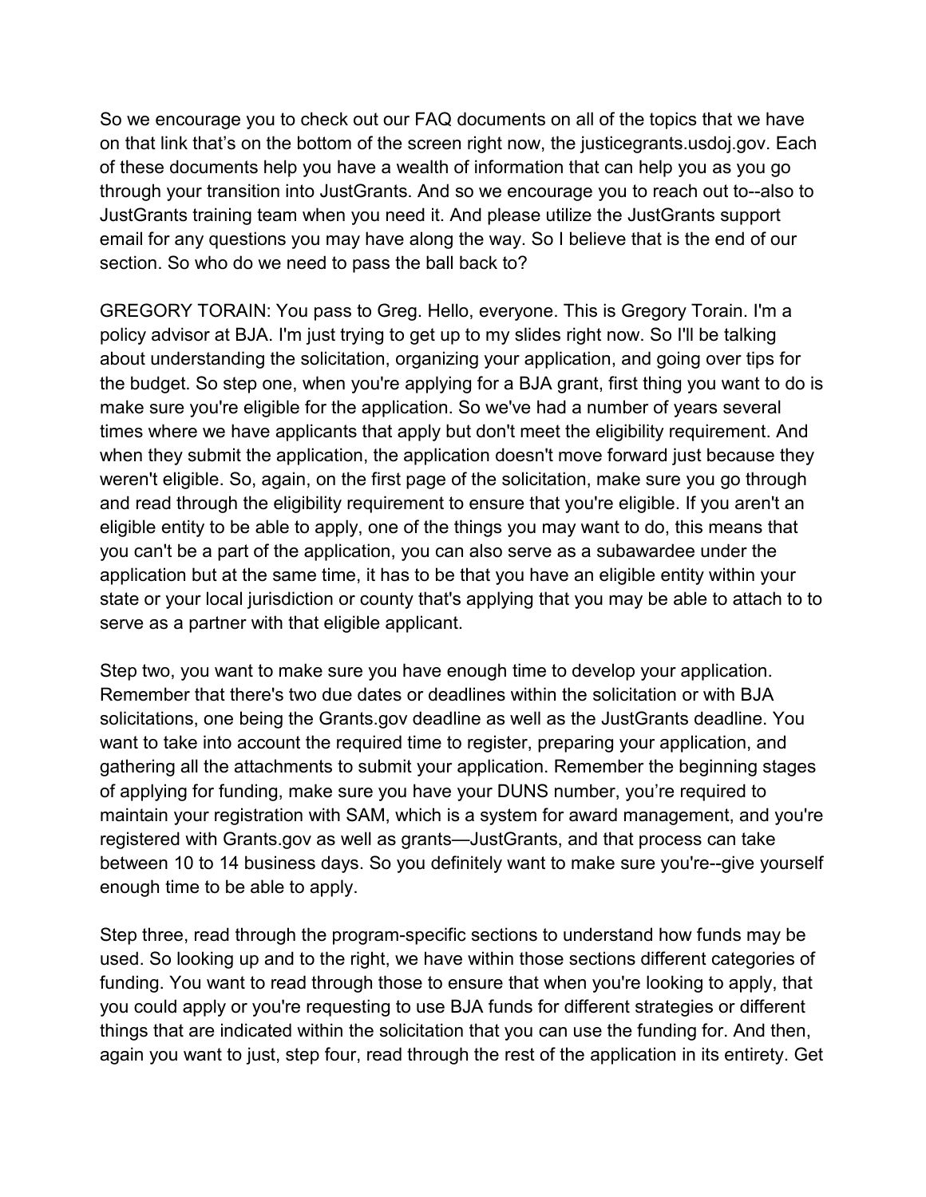So we encourage you to check out our FAQ documents on all of the topics that we have on that link that's on the bottom of the screen right now, the justicegrants.usdoj.gov. Each of these documents help you have a wealth of information that can help you as you go through your transition into JustGrants. And so we encourage you to reach out to--also to JustGrants training team when you need it. And please utilize the JustGrants support email for any questions you may have along the way. So I believe that is the end of our section. So who do we need to pass the ball back to?

GREGORY TORAIN: You pass to Greg. Hello, everyone. This is Gregory Torain. I'm a policy advisor at BJA. I'm just trying to get up to my slides right now. So I'll be talking about understanding the solicitation, organizing your application, and going over tips for the budget. So step one, when you're applying for a BJA grant, first thing you want to do is make sure you're eligible for the application. So we've had a number of years several times where we have applicants that apply but don't meet the eligibility requirement. And when they submit the application, the application doesn't move forward just because they weren't eligible. So, again, on the first page of the solicitation, make sure you go through and read through the eligibility requirement to ensure that you're eligible. If you aren't an eligible entity to be able to apply, one of the things you may want to do, this means that you can't be a part of the application, you can also serve as a subawardee under the application but at the same time, it has to be that you have an eligible entity within your state or your local jurisdiction or county that's applying that you may be able to attach to to serve as a partner with that eligible applicant.

Step two, you want to make sure you have enough time to develop your application. Remember that there's two due dates or deadlines within the solicitation or with BJA solicitations, one being the Grants.gov deadline as well as the JustGrants deadline. You want to take into account the required time to register, preparing your application, and gathering all the attachments to submit your application. Remember the beginning stages of applying for funding, make sure you have your DUNS number, you're required to maintain your registration with SAM, which is a system for award management, and you're registered with Grants.gov as well as grants—JustGrants, and that process can take between 10 to 14 business days. So you definitely want to make sure you're--give yourself enough time to be able to apply.

Step three, read through the program-specific sections to understand how funds may be used. So looking up and to the right, we have within those sections different categories of funding. You want to read through those to ensure that when you're looking to apply, that you could apply or you're requesting to use BJA funds for different strategies or different things that are indicated within the solicitation that you can use the funding for. And then, again you want to just, step four, read through the rest of the application in its entirety. Get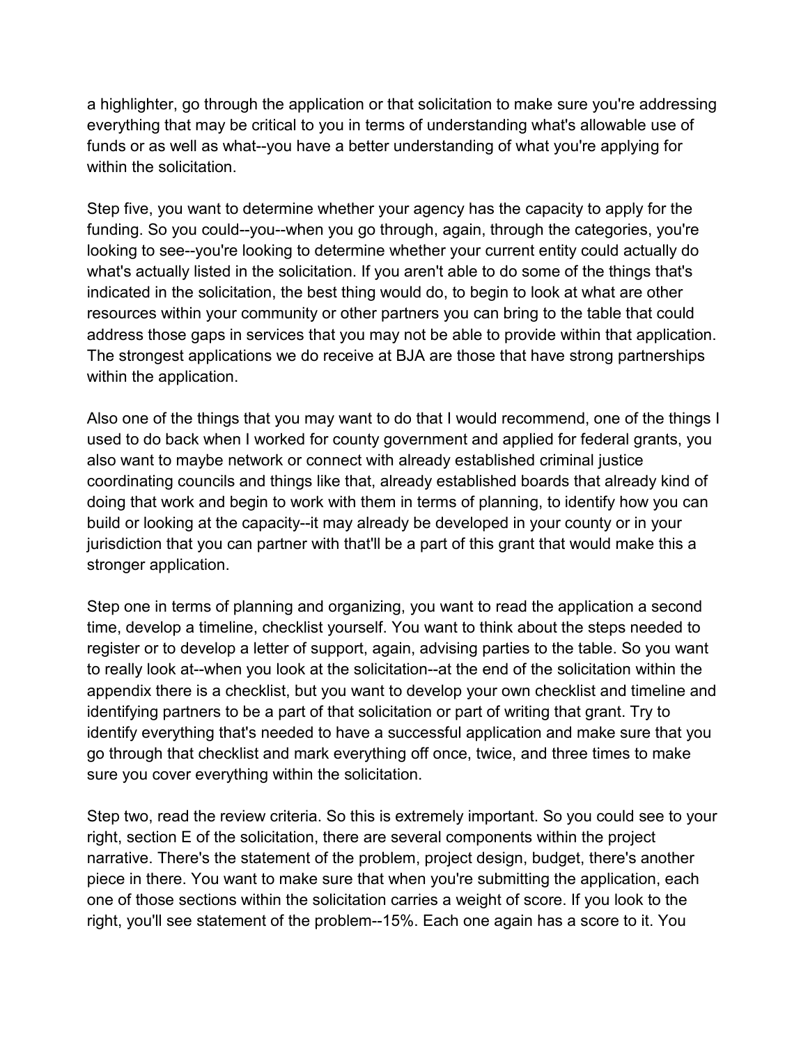a highlighter, go through the application or that solicitation to make sure you're addressing everything that may be critical to you in terms of understanding what's allowable use of funds or as well as what--you have a better understanding of what you're applying for within the solicitation.

Step five, you want to determine whether your agency has the capacity to apply for the funding. So you could--you--when you go through, again, through the categories, you're looking to see--you're looking to determine whether your current entity could actually do what's actually listed in the solicitation. If you aren't able to do some of the things that's indicated in the solicitation, the best thing would do, to begin to look at what are other resources within your community or other partners you can bring to the table that could address those gaps in services that you may not be able to provide within that application. The strongest applications we do receive at BJA are those that have strong partnerships within the application.

Also one of the things that you may want to do that I would recommend, one of the things I used to do back when I worked for county government and applied for federal grants, you also want to maybe network or connect with already established criminal justice coordinating councils and things like that, already established boards that already kind of doing that work and begin to work with them in terms of planning, to identify how you can build or looking at the capacity--it may already be developed in your county or in your jurisdiction that you can partner with that'll be a part of this grant that would make this a stronger application.

Step one in terms of planning and organizing, you want to read the application a second time, develop a timeline, checklist yourself. You want to think about the steps needed to register or to develop a letter of support, again, advising parties to the table. So you want to really look at--when you look at the solicitation--at the end of the solicitation within the appendix there is a checklist, but you want to develop your own checklist and timeline and identifying partners to be a part of that solicitation or part of writing that grant. Try to identify everything that's needed to have a successful application and make sure that you go through that checklist and mark everything off once, twice, and three times to make sure you cover everything within the solicitation.

Step two, read the review criteria. So this is extremely important. So you could see to your right, section E of the solicitation, there are several components within the project narrative. There's the statement of the problem, project design, budget, there's another piece in there. You want to make sure that when you're submitting the application, each one of those sections within the solicitation carries a weight of score. If you look to the right, you'll see statement of the problem--15%. Each one again has a score to it. You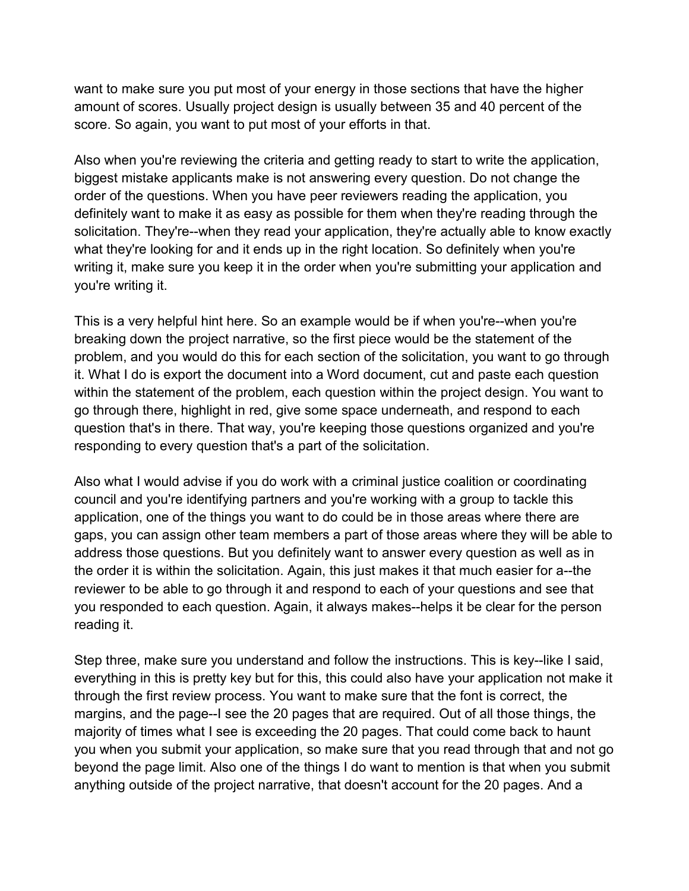want to make sure you put most of your energy in those sections that have the higher amount of scores. Usually project design is usually between 35 and 40 percent of the score. So again, you want to put most of your efforts in that.

Also when you're reviewing the criteria and getting ready to start to write the application, biggest mistake applicants make is not answering every question. Do not change the order of the questions. When you have peer reviewers reading the application, you definitely want to make it as easy as possible for them when they're reading through the solicitation. They're--when they read your application, they're actually able to know exactly what they're looking for and it ends up in the right location. So definitely when you're writing it, make sure you keep it in the order when you're submitting your application and you're writing it.

This is a very helpful hint here. So an example would be if when you're--when you're breaking down the project narrative, so the first piece would be the statement of the problem, and you would do this for each section of the solicitation, you want to go through it. What I do is export the document into a Word document, cut and paste each question within the statement of the problem, each question within the project design. You want to go through there, highlight in red, give some space underneath, and respond to each question that's in there. That way, you're keeping those questions organized and you're responding to every question that's a part of the solicitation.

Also what I would advise if you do work with a criminal justice coalition or coordinating council and you're identifying partners and you're working with a group to tackle this application, one of the things you want to do could be in those areas where there are gaps, you can assign other team members a part of those areas where they will be able to address those questions. But you definitely want to answer every question as well as in the order it is within the solicitation. Again, this just makes it that much easier for a--the reviewer to be able to go through it and respond to each of your questions and see that you responded to each question. Again, it always makes--helps it be clear for the person reading it.

Step three, make sure you understand and follow the instructions. This is key--like I said, everything in this is pretty key but for this, this could also have your application not make it through the first review process. You want to make sure that the font is correct, the margins, and the page--I see the 20 pages that are required. Out of all those things, the majority of times what I see is exceeding the 20 pages. That could come back to haunt you when you submit your application, so make sure that you read through that and not go beyond the page limit. Also one of the things I do want to mention is that when you submit anything outside of the project narrative, that doesn't account for the 20 pages. And a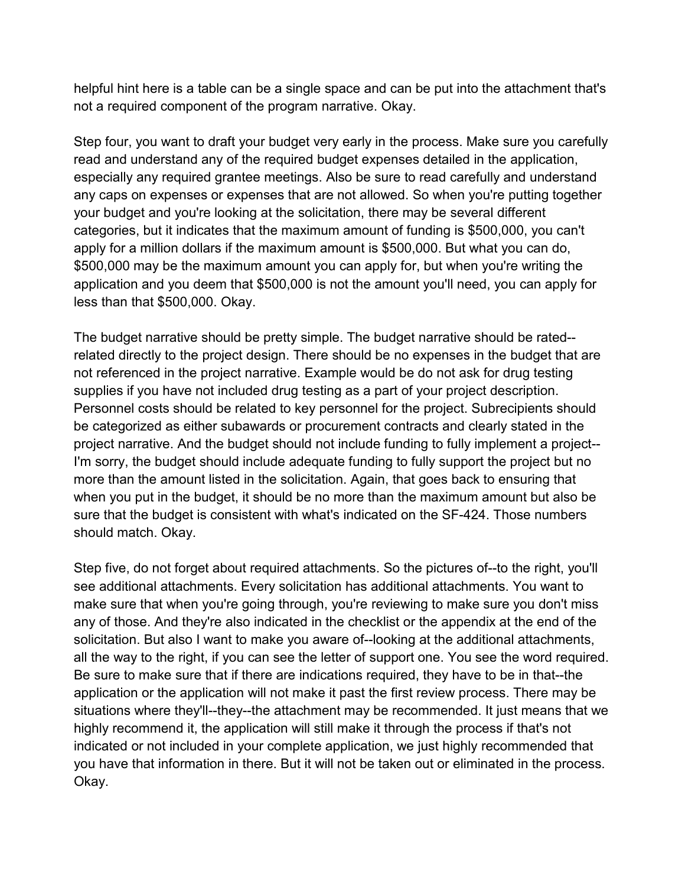helpful hint here is a table can be a single space and can be put into the attachment that's not a required component of the program narrative. Okay.

Step four, you want to draft your budget very early in the process. Make sure you carefully read and understand any of the required budget expenses detailed in the application, especially any required grantee meetings. Also be sure to read carefully and understand any caps on expenses or expenses that are not allowed. So when you're putting together your budget and you're looking at the solicitation, there may be several different categories, but it indicates that the maximum amount of funding is $500,000, you can't apply for a million dollars if the maximum amount is $500,000. But what you can do, $500,000 may be the maximum amount you can apply for, but when you're writing the application and you deem that $500,000 is not the amount you'll need, you can apply for less than that $500,000. Okay.

The budget narrative should be pretty simple. The budget narrative should be rated--related directly to the project design. There should be no expenses in the budget that are not referenced in the project narrative. Example would be do not ask for drug testing supplies if you have not included drug testing as a part of your project description. Personnel costs should be related to key personnel for the project. Subrecipients should be categorized as either subawards or procurement contracts and clearly stated in the project narrative. And the budget should not include funding to fully implement a project--I'm sorry, the budget should include adequate funding to fully support the project but no more than the amount listed in the solicitation. Again, that goes back to ensuring that when you put in the budget, it should be no more than the maximum amount but also be sure that the budget is consistent with what's indicated on the SF-424. Those numbers should match. Okay.

Step five, do not forget about required attachments. So the pictures of--to the right, you'll see additional attachments. Every solicitation has additional attachments. You want to make sure that when you're going through, you're reviewing to make sure you don't miss any of those. And they're also indicated in the checklist or the appendix at the end of the solicitation. But also I want to make you aware of--looking at the additional attachments, all the way to the right, if you can see the letter of support one. You see the word required. Be sure to make sure that if there are indications required, they have to be in that--the application or the application will not make it past the first review process. There may be situations where they'll--they--the attachment may be recommended. It just means that we highly recommend it, the application will still make it through the process if that's not indicated or not included in your complete application, we just highly recommended that you have that information in there. But it will not be taken out or eliminated in the process. Okay.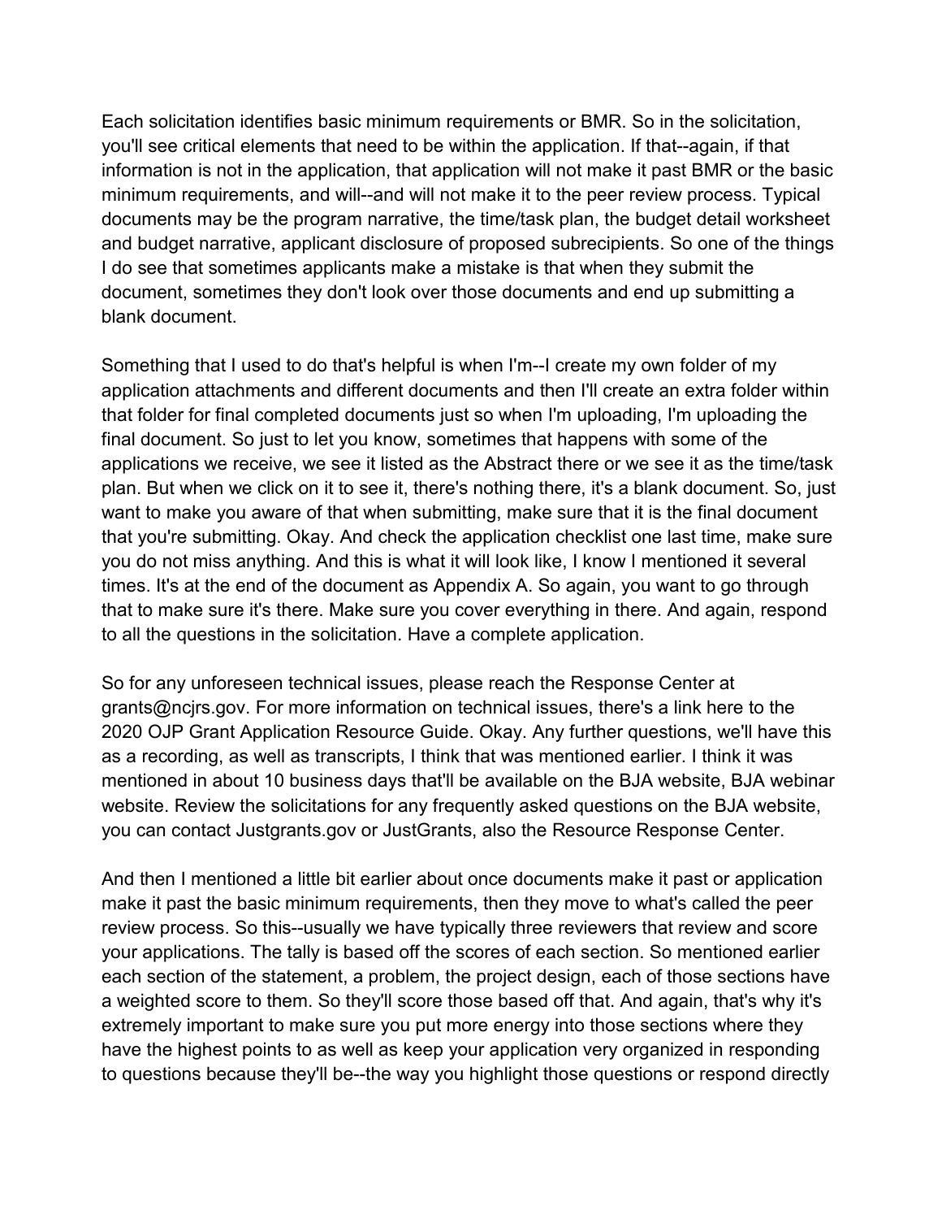Each solicitation identifies basic minimum requirements or BMR. So in the solicitation, you'll see critical elements that need to be within the application. If that--again, if that information is not in the application, that application will not make it past BMR or the basic minimum requirements, and will--and will not make it to the peer review process. Typical documents may be the program narrative, the time/task plan, the budget detail worksheet and budget narrative, applicant disclosure of proposed subrecipients. So one of the things I do see that sometimes applicants make a mistake is that when they submit the document, sometimes they don't look over those documents and end up submitting a blank document.

Something that I used to do that's helpful is when I'm--I create my own folder of my application attachments and different documents and then I'll create an extra folder within that folder for final completed documents just so when I'm uploading, I'm uploading the final document. So just to let you know, sometimes that happens with some of the applications we receive, we see it listed as the Abstract there or we see it as the time/task plan. But when we click on it to see it, there's nothing there, it's a blank document. So, just want to make you aware of that when submitting, make sure that it is the final document that you're submitting. Okay. And check the application checklist one last time, make sure you do not miss anything. And this is what it will look like, I know I mentioned it several times. It's at the end of the document as Appendix A. So again, you want to go through that to make sure it's there. Make sure you cover everything in there. And again, respond to all the questions in the solicitation. Have a complete application.

So for any unforeseen technical issues, please reach the Response Center at grants@ncjrs.gov. For more information on technical issues, there's a link here to the 2020 OJP Grant Application Resource Guide. Okay. Any further questions, we'll have this as a recording, as well as transcripts, I think that was mentioned earlier. I think it was mentioned in about 10 business days that'll be available on the BJA website, BJA webinar website. Review the solicitations for any frequently asked questions on the BJA website, you can contact Justgrants.gov or JustGrants, also the Resource Response Center.

And then I mentioned a little bit earlier about once documents make it past or application make it past the basic minimum requirements, then they move to what's called the peer review process. So this--usually we have typically three reviewers that review and score your applications. The tally is based off the scores of each section. So mentioned earlier each section of the statement, a problem, the project design, each of those sections have a weighted score to them. So they'll score those based off that. And again, that's why it's extremely important to make sure you put more energy into those sections where they have the highest points to as well as keep your application very organized in responding to questions because they'll be--the way you highlight those questions or respond directly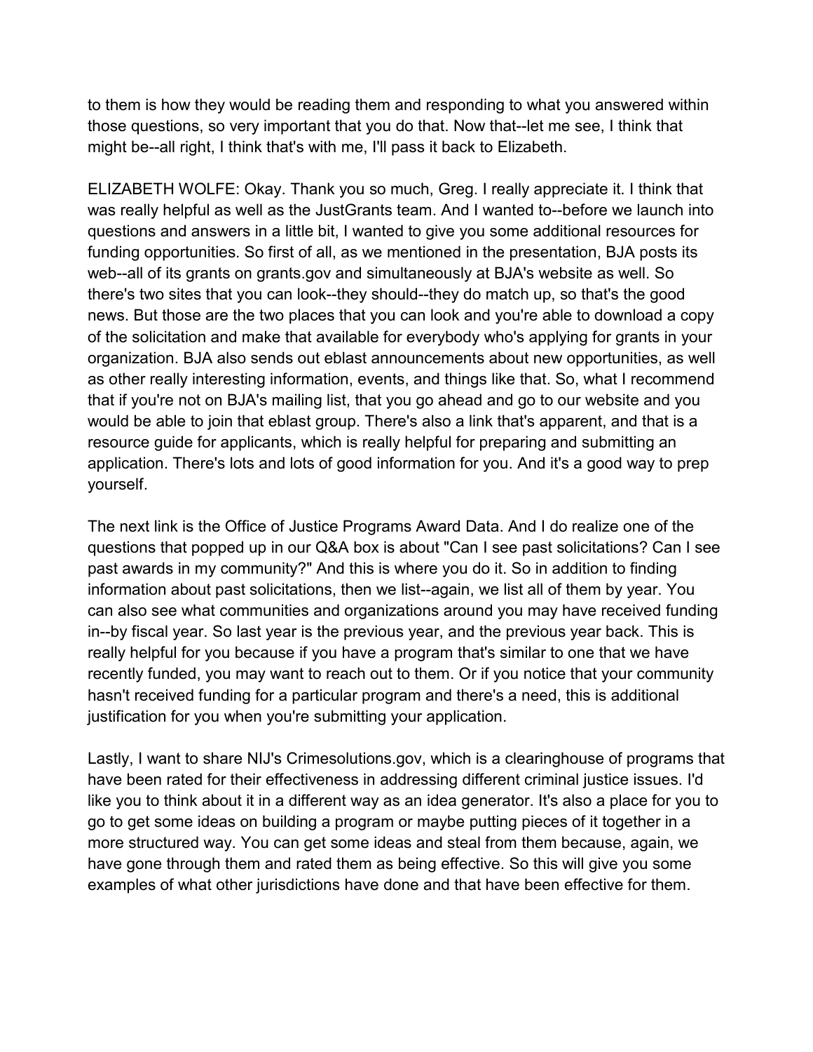to them is how they would be reading them and responding to what you answered within those questions, so very important that you do that. Now that--let me see, I think that might be--all right, I think that's with me, I'll pass it back to Elizabeth.

ELIZABETH WOLFE: Okay. Thank you so much, Greg. I really appreciate it. I think that was really helpful as well as the JustGrants team. And I wanted to--before we launch into questions and answers in a little bit, I wanted to give you some additional resources for funding opportunities. So first of all, as we mentioned in the presentation, BJA posts its web--all of its grants on grants.gov and simultaneously at BJA's website as well. So there's two sites that you can look--they should--they do match up, so that's the good news. But those are the two places that you can look and you're able to download a copy of the solicitation and make that available for everybody who's applying for grants in your organization. BJA also sends out eblast announcements about new opportunities, as well as other really interesting information, events, and things like that. So, what I recommend that if you're not on BJA's mailing list, that you go ahead and go to our website and you would be able to join that eblast group. There's also a link that's apparent, and that is a resource guide for applicants, which is really helpful for preparing and submitting an application. There's lots and lots of good information for you. And it's a good way to prep yourself.

The next link is the Office of Justice Programs Award Data. And I do realize one of the questions that popped up in our Q&A box is about "Can I see past solicitations? Can I see past awards in my community?" And this is where you do it. So in addition to finding information about past solicitations, then we list--again, we list all of them by year. You can also see what communities and organizations around you may have received funding in--by fiscal year. So last year is the previous year, and the previous year back. This is really helpful for you because if you have a program that's similar to one that we have recently funded, you may want to reach out to them. Or if you notice that your community hasn't received funding for a particular program and there's a need, this is additional justification for you when you're submitting your application.

Lastly, I want to share NIJ's Crimesolutions.gov, which is a clearinghouse of programs that have been rated for their effectiveness in addressing different criminal justice issues. I'd like you to think about it in a different way as an idea generator. It's also a place for you to go to get some ideas on building a program or maybe putting pieces of it together in a more structured way. You can get some ideas and steal from them because, again, we have gone through them and rated them as being effective. So this will give you some examples of what other jurisdictions have done and that have been effective for them.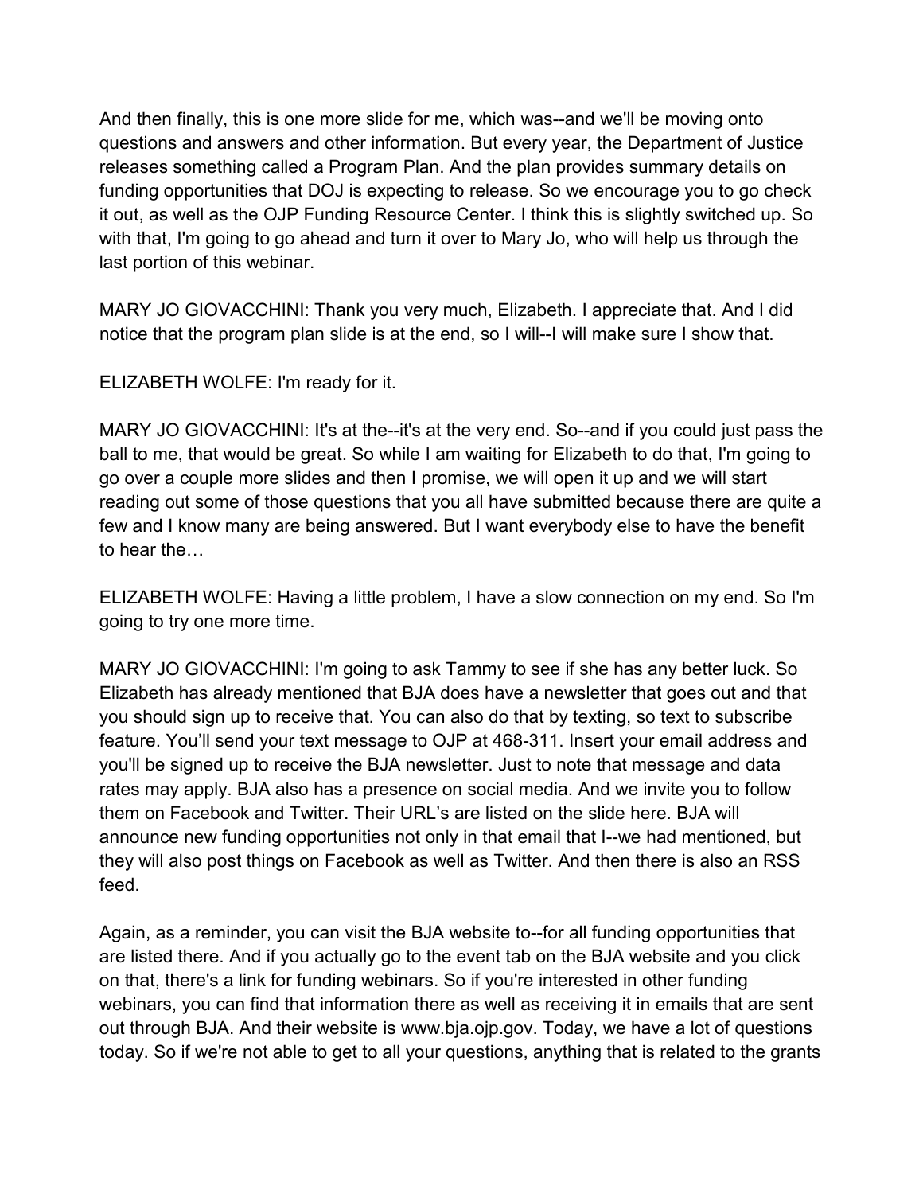And then finally, this is one more slide for me, which was--and we'll be moving onto questions and answers and other information. But every year, the Department of Justice releases something called a Program Plan. And the plan provides summary details on funding opportunities that DOJ is expecting to release. So we encourage you to go check it out, as well as the OJP Funding Resource Center. I think this is slightly switched up. So with that, I'm going to go ahead and turn it over to Mary Jo, who will help us through the last portion of this webinar.

MARY JO GIOVACCHINI: Thank you very much, Elizabeth. I appreciate that. And I did notice that the program plan slide is at the end, so I will--I will make sure I show that.

ELIZABETH WOLFE: I'm ready for it.

MARY JO GIOVACCHINI: It's at the--it's at the very end. So--and if you could just pass the ball to me, that would be great. So while I am waiting for Elizabeth to do that, I'm going to go over a couple more slides and then I promise, we will open it up and we will start reading out some of those questions that you all have submitted because there are quite a few and I know many are being answered. But I want everybody else to have the benefit to hear the…

ELIZABETH WOLFE: Having a little problem, I have a slow connection on my end. So I'm going to try one more time.

MARY JO GIOVACCHINI: I'm going to ask Tammy to see if she has any better luck. So Elizabeth has already mentioned that BJA does have a newsletter that goes out and that you should sign up to receive that. You can also do that by texting, so text to subscribe feature. You'll send your text message to OJP at 468-311. Insert your email address and you'll be signed up to receive the BJA newsletter. Just to note that message and data rates may apply. BJA also has a presence on social media. And we invite you to follow them on Facebook and Twitter. Their URL's are listed on the slide here. BJA will announce new funding opportunities not only in that email that I--we had mentioned, but they will also post things on Facebook as well as Twitter. And then there is also an RSS feed.

Again, as a reminder, you can visit the BJA website to--for all funding opportunities that are listed there. And if you actually go to the event tab on the BJA website and you click on that, there's a link for funding webinars. So if you're interested in other funding webinars, you can find that information there as well as receiving it in emails that are sent out through BJA. And their website is www.bja.ojp.gov. Today, we have a lot of questions today. So if we're not able to get to all your questions, anything that is related to the grants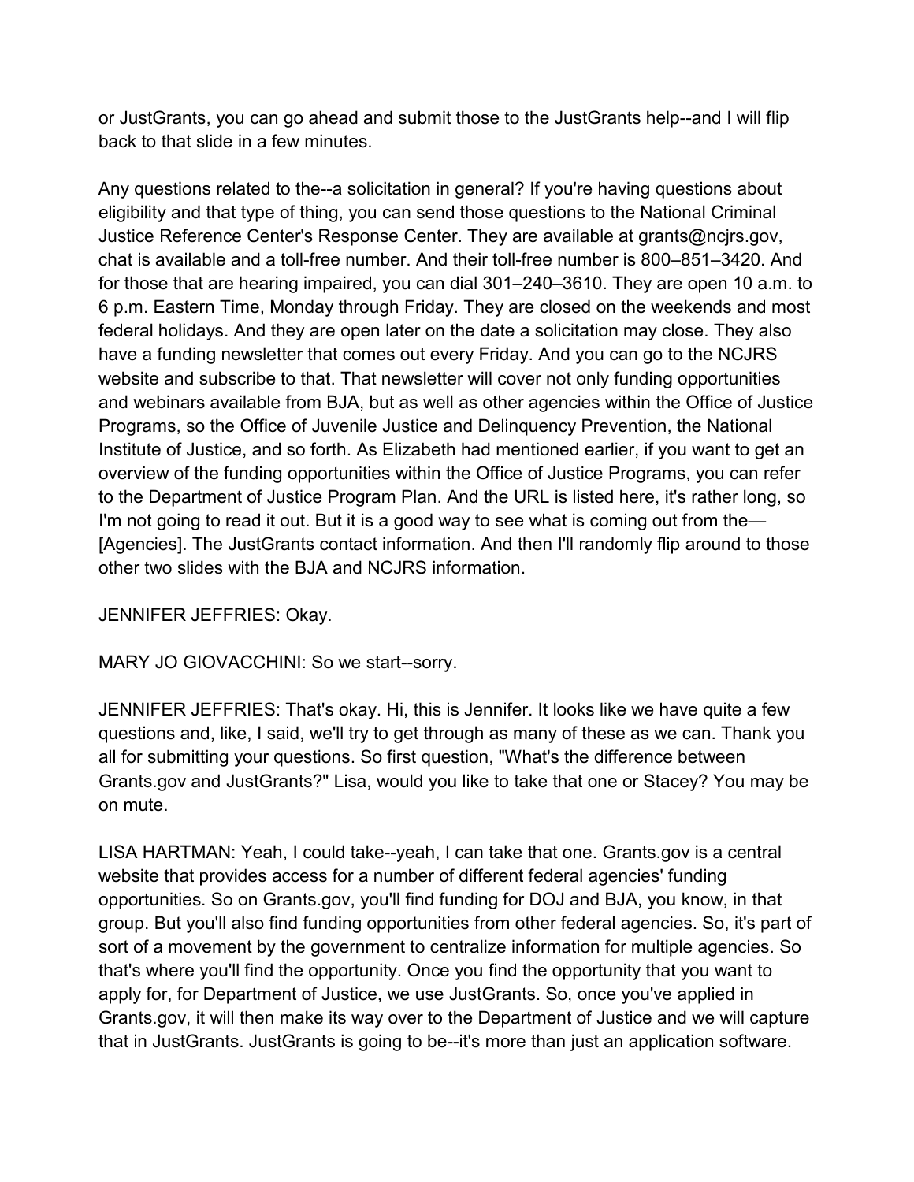or JustGrants, you can go ahead and submit those to the JustGrants help--and I will flip back to that slide in a few minutes.

Any questions related to the--a solicitation in general? If you're having questions about eligibility and that type of thing, you can send those questions to the National Criminal Justice Reference Center's Response Center. They are available at grants@ncjrs.gov, chat is available and a toll-free number. And their toll-free number is 800–851–3420. And for those that are hearing impaired, you can dial 301–240–3610. They are open 10 a.m. to 6 p.m. Eastern Time, Monday through Friday. They are closed on the weekends and most federal holidays. And they are open later on the date a solicitation may close. They also have a funding newsletter that comes out every Friday. And you can go to the NCJRS website and subscribe to that. That newsletter will cover not only funding opportunities and webinars available from BJA, but as well as other agencies within the Office of Justice Programs, so the Office of Juvenile Justice and Delinquency Prevention, the National Institute of Justice, and so forth. As Elizabeth had mentioned earlier, if you want to get an overview of the funding opportunities within the Office of Justice Programs, you can refer to the Department of Justice Program Plan. And the URL is listed here, it's rather long, so I'm not going to read it out. But it is a good way to see what is coming out from the—[Agencies]. The JustGrants contact information. And then I'll randomly flip around to those other two slides with the BJA and NCJRS information.

JENNIFER JEFFRIES: Okay.

MARY JO GIOVACCHINI: So we start--sorry.

JENNIFER JEFFRIES: That's okay. Hi, this is Jennifer. It looks like we have quite a few questions and, like, I said, we'll try to get through as many of these as we can. Thank you all for submitting your questions. So first question, "What's the difference between Grants.gov and JustGrants?" Lisa, would you like to take that one or Stacey? You may be on mute.

LISA HARTMAN: Yeah, I could take--yeah, I can take that one. Grants.gov is a central website that provides access for a number of different federal agencies' funding opportunities. So on Grants.gov, you'll find funding for DOJ and BJA, you know, in that group. But you'll also find funding opportunities from other federal agencies. So, it's part of sort of a movement by the government to centralize information for multiple agencies. So that's where you'll find the opportunity. Once you find the opportunity that you want to apply for, for Department of Justice, we use JustGrants. So, once you've applied in Grants.gov, it will then make its way over to the Department of Justice and we will capture that in JustGrants. JustGrants is going to be--it's more than just an application software.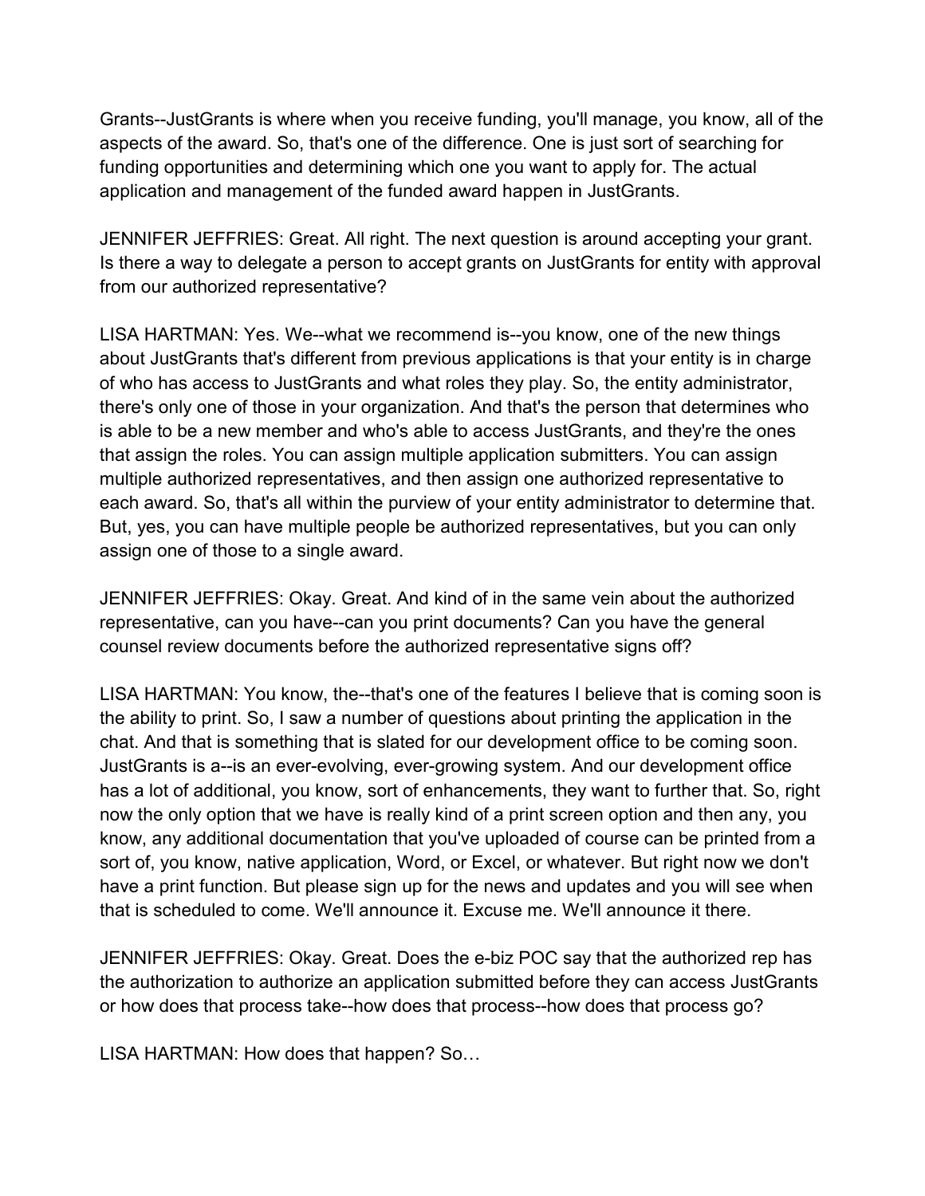Grants--JustGrants is where when you receive funding, you'll manage, you know, all of the aspects of the award. So, that's one of the difference. One is just sort of searching for funding opportunities and determining which one you want to apply for. The actual application and management of the funded award happen in JustGrants.

JENNIFER JEFFRIES: Great. All right. The next question is around accepting your grant. Is there a way to delegate a person to accept grants on JustGrants for entity with approval from our authorized representative?

LISA HARTMAN: Yes. We--what we recommend is--you know, one of the new things about JustGrants that's different from previous applications is that your entity is in charge of who has access to JustGrants and what roles they play. So, the entity administrator, there's only one of those in your organization. And that's the person that determines who is able to be a new member and who's able to access JustGrants, and they're the ones that assign the roles. You can assign multiple application submitters. You can assign multiple authorized representatives, and then assign one authorized representative to each award. So, that's all within the purview of your entity administrator to determine that. But, yes, you can have multiple people be authorized representatives, but you can only assign one of those to a single award.

JENNIFER JEFFRIES: Okay. Great. And kind of in the same vein about the authorized representative, can you have--can you print documents? Can you have the general counsel review documents before the authorized representative signs off?

LISA HARTMAN: You know, the--that's one of the features I believe that is coming soon is the ability to print. So, I saw a number of questions about printing the application in the chat. And that is something that is slated for our development office to be coming soon. JustGrants is a--is an ever-evolving, ever-growing system. And our development office has a lot of additional, you know, sort of enhancements, they want to further that. So, right now the only option that we have is really kind of a print screen option and then any, you know, any additional documentation that you've uploaded of course can be printed from a sort of, you know, native application, Word, or Excel, or whatever. But right now we don't have a print function. But please sign up for the news and updates and you will see when that is scheduled to come. We'll announce it. Excuse me. We'll announce it there.

JENNIFER JEFFRIES: Okay. Great. Does the e-biz POC say that the authorized rep has the authorization to authorize an application submitted before they can access JustGrants or how does that process take--how does that process--how does that process go?

LISA HARTMAN: How does that happen? So…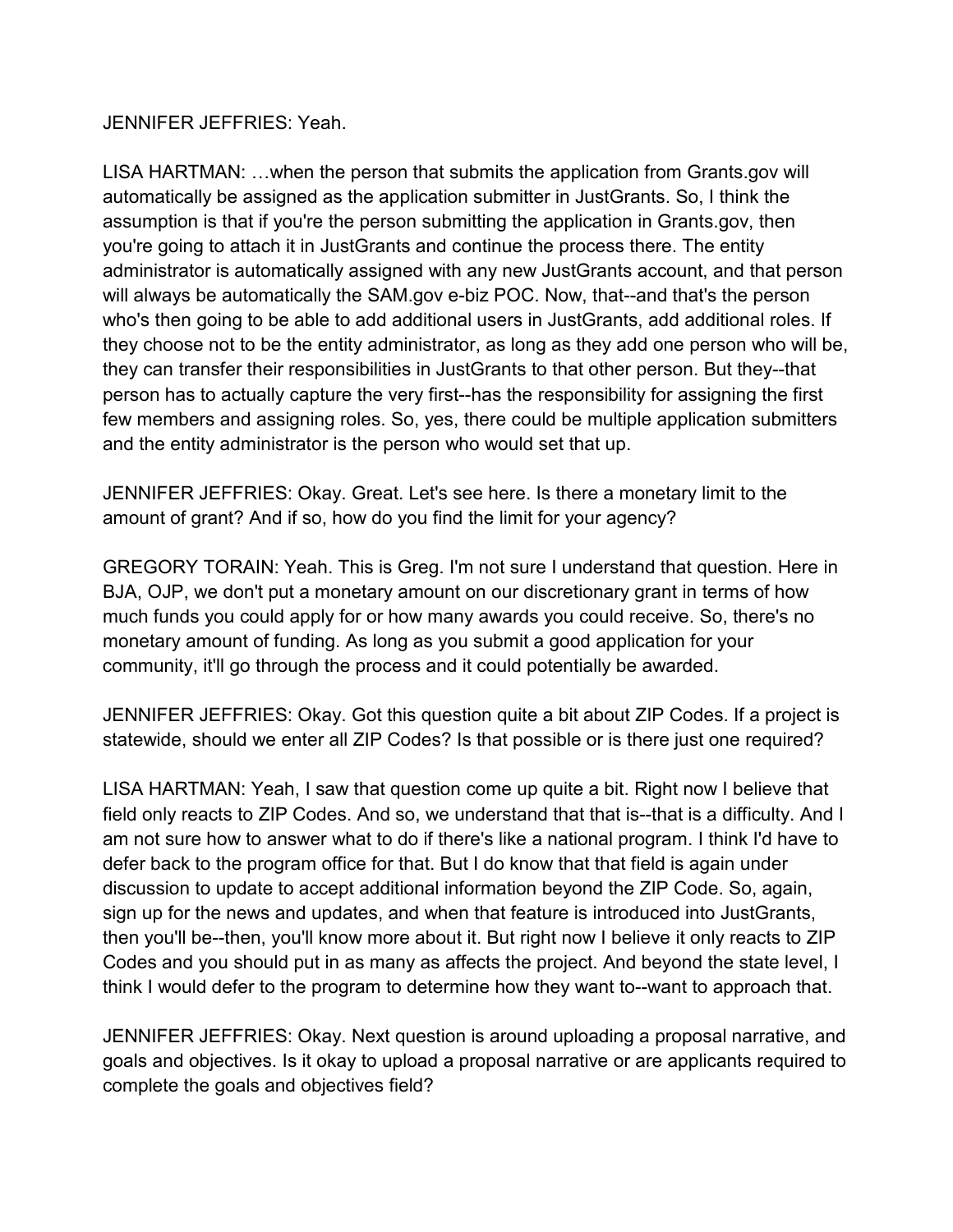JENNIFER JEFFRIES: Yeah.

LISA HARTMAN: …when the person that submits the application from Grants.gov will automatically be assigned as the application submitter in JustGrants. So, I think the assumption is that if you're the person submitting the application in Grants.gov, then you're going to attach it in JustGrants and continue the process there. The entity administrator is automatically assigned with any new JustGrants account, and that person will always be automatically the SAM.gov e-biz POC. Now, that--and that's the person who's then going to be able to add additional users in JustGrants, add additional roles. If they choose not to be the entity administrator, as long as they add one person who will be, they can transfer their responsibilities in JustGrants to that other person. But they--that person has to actually capture the very first--has the responsibility for assigning the first few members and assigning roles. So, yes, there could be multiple application submitters and the entity administrator is the person who would set that up.

JENNIFER JEFFRIES: Okay. Great. Let's see here. Is there a monetary limit to the amount of grant? And if so, how do you find the limit for your agency?

GREGORY TORAIN: Yeah. This is Greg. I'm not sure I understand that question. Here in BJA, OJP, we don't put a monetary amount on our discretionary grant in terms of how much funds you could apply for or how many awards you could receive. So, there's no monetary amount of funding. As long as you submit a good application for your community, it'll go through the process and it could potentially be awarded.

JENNIFER JEFFRIES: Okay. Got this question quite a bit about ZIP Codes. If a project is statewide, should we enter all ZIP Codes? Is that possible or is there just one required?

LISA HARTMAN: Yeah, I saw that question come up quite a bit. Right now I believe that field only reacts to ZIP Codes. And so, we understand that that is--that is a difficulty. And I am not sure how to answer what to do if there's like a national program. I think I'd have to defer back to the program office for that. But I do know that that field is again under discussion to update to accept additional information beyond the ZIP Code. So, again, sign up for the news and updates, and when that feature is introduced into JustGrants, then you'll be--then, you'll know more about it. But right now I believe it only reacts to ZIP Codes and you should put in as many as affects the project. And beyond the state level, I think I would defer to the program to determine how they want to--want to approach that.

JENNIFER JEFFRIES: Okay. Next question is around uploading a proposal narrative, and goals and objectives. Is it okay to upload a proposal narrative or are applicants required to complete the goals and objectives field?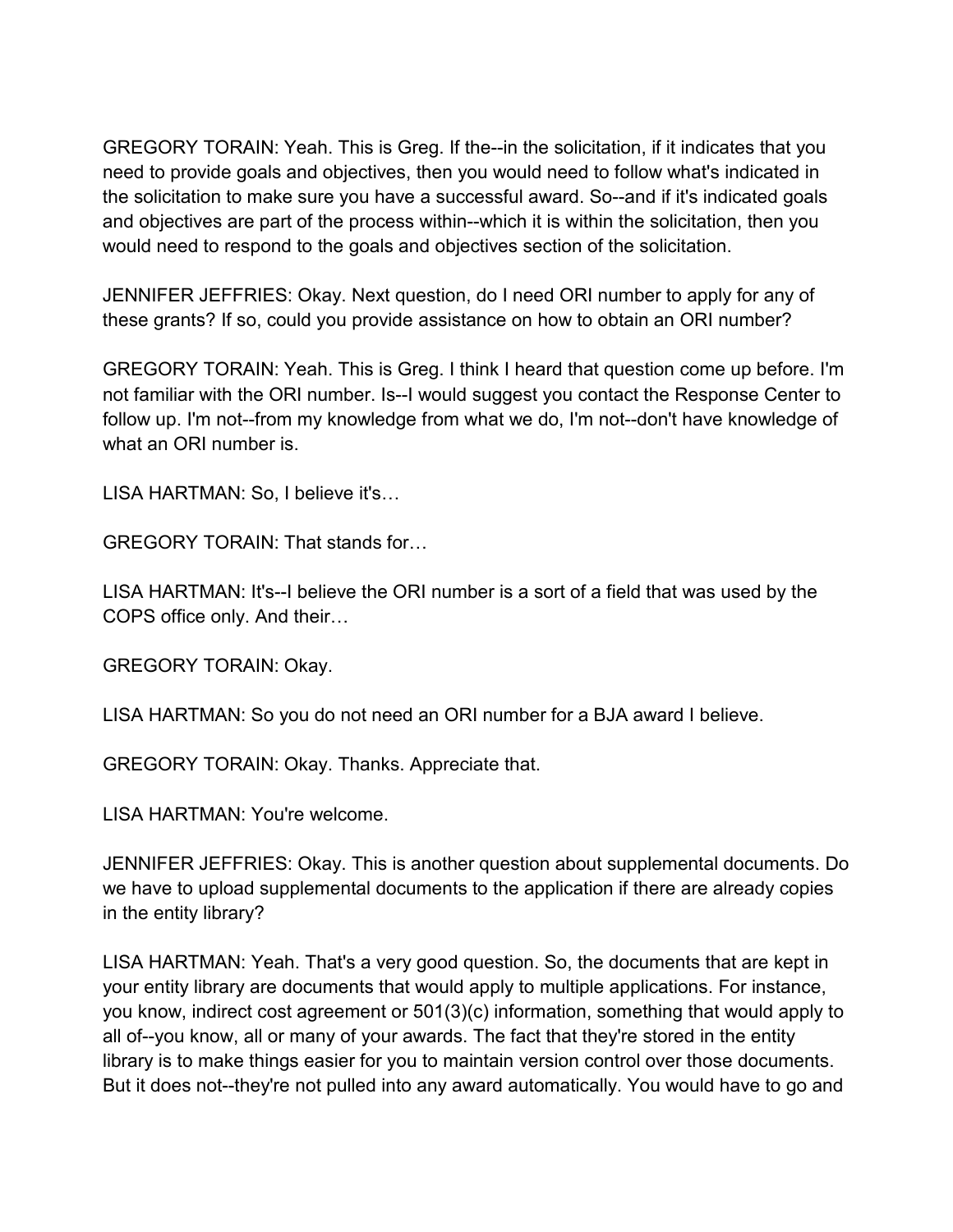GREGORY TORAIN: Yeah. This is Greg. If the--in the solicitation, if it indicates that you need to provide goals and objectives, then you would need to follow what's indicated in the solicitation to make sure you have a successful award. So--and if it's indicated goals and objectives are part of the process within--which it is within the solicitation, then you would need to respond to the goals and objectives section of the solicitation.

JENNIFER JEFFRIES: Okay. Next question, do I need ORI number to apply for any of these grants? If so, could you provide assistance on how to obtain an ORI number?

GREGORY TORAIN: Yeah. This is Greg. I think I heard that question come up before. I'm not familiar with the ORI number. Is--I would suggest you contact the Response Center to follow up. I'm not--from my knowledge from what we do, I'm not--don't have knowledge of what an ORI number is.

LISA HARTMAN: So, I believe it's…

GREGORY TORAIN: That stands for…

LISA HARTMAN: It's--I believe the ORI number is a sort of a field that was used by the COPS office only. And their…

GREGORY TORAIN: Okay.

LISA HARTMAN: So you do not need an ORI number for a BJA award I believe.

GREGORY TORAIN: Okay. Thanks. Appreciate that.

LISA HARTMAN: You're welcome.

JENNIFER JEFFRIES: Okay. This is another question about supplemental documents. Do we have to upload supplemental documents to the application if there are already copies in the entity library?

LISA HARTMAN: Yeah. That's a very good question. So, the documents that are kept in your entity library are documents that would apply to multiple applications. For instance, you know, indirect cost agreement or 501(3)(c) information, something that would apply to all of--you know, all or many of your awards. The fact that they're stored in the entity library is to make things easier for you to maintain version control over those documents. But it does not--they're not pulled into any award automatically. You would have to go and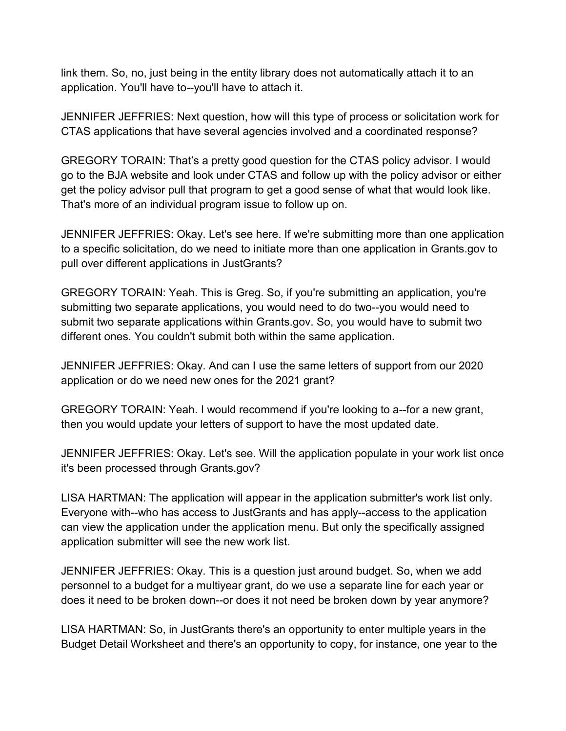link them. So, no, just being in the entity library does not automatically attach it to an application. You'll have to--you'll have to attach it.

JENNIFER JEFFRIES: Next question, how will this type of process or solicitation work for CTAS applications that have several agencies involved and a coordinated response?

GREGORY TORAIN: That's a pretty good question for the CTAS policy advisor. I would go to the BJA website and look under CTAS and follow up with the policy advisor or either get the policy advisor pull that program to get a good sense of what that would look like. That's more of an individual program issue to follow up on.

JENNIFER JEFFRIES: Okay. Let's see here. If we're submitting more than one application to a specific solicitation, do we need to initiate more than one application in Grants.gov to pull over different applications in JustGrants?

GREGORY TORAIN: Yeah. This is Greg. So, if you're submitting an application, you're submitting two separate applications, you would need to do two--you would need to submit two separate applications within Grants.gov. So, you would have to submit two different ones. You couldn't submit both within the same application.

JENNIFER JEFFRIES: Okay. And can I use the same letters of support from our 2020 application or do we need new ones for the 2021 grant?

GREGORY TORAIN: Yeah. I would recommend if you're looking to a--for a new grant, then you would update your letters of support to have the most updated date.

JENNIFER JEFFRIES: Okay. Let's see. Will the application populate in your work list once it's been processed through Grants.gov?

LISA HARTMAN: The application will appear in the application submitter's work list only. Everyone with--who has access to JustGrants and has apply--access to the application can view the application under the application menu. But only the specifically assigned application submitter will see the new work list.

JENNIFER JEFFRIES: Okay. This is a question just around budget. So, when we add personnel to a budget for a multiyear grant, do we use a separate line for each year or does it need to be broken down--or does it not need be broken down by year anymore?

LISA HARTMAN: So, in JustGrants there's an opportunity to enter multiple years in the Budget Detail Worksheet and there's an opportunity to copy, for instance, one year to the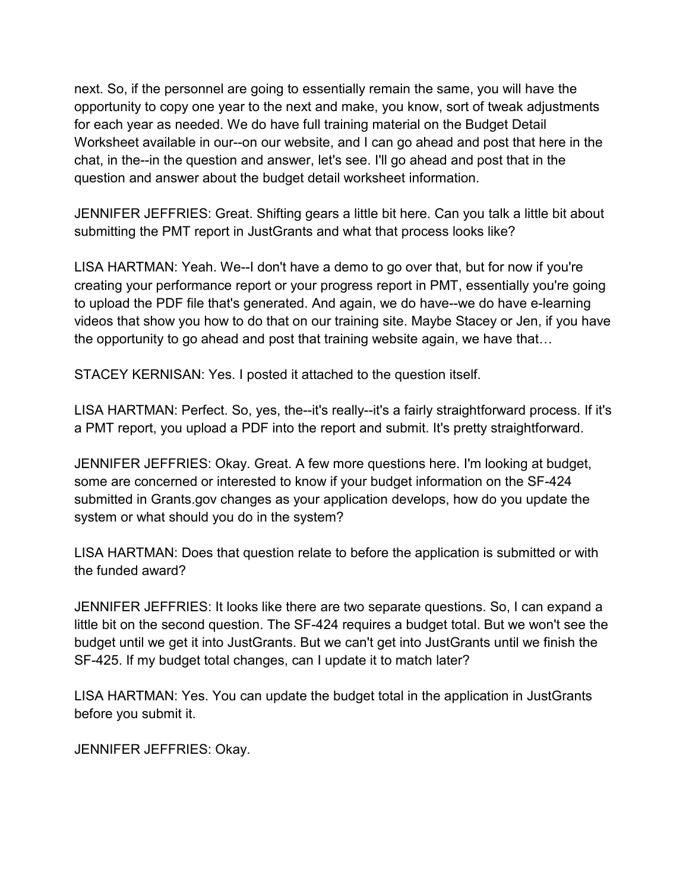next. So, if the personnel are going to essentially remain the same, you will have the opportunity to copy one year to the next and make, you know, sort of tweak adjustments for each year as needed. We do have full training material on the Budget Detail Worksheet available in our--on our website, and I can go ahead and post that here in the chat, in the--in the question and answer, let's see. I'll go ahead and post that in the question and answer about the budget detail worksheet information.

JENNIFER JEFFRIES: Great. Shifting gears a little bit here. Can you talk a little bit about submitting the PMT report in JustGrants and what that process looks like?

LISA HARTMAN: Yeah. We--I don't have a demo to go over that, but for now if you're creating your performance report or your progress report in PMT, essentially you're going to upload the PDF file that's generated. And again, we do have--we do have e-learning videos that show you how to do that on our training site. Maybe Stacey or Jen, if you have the opportunity to go ahead and post that training website again, we have that…

STACEY KERNISAN: Yes. I posted it attached to the question itself.

LISA HARTMAN: Perfect. So, yes, the--it's really--it's a fairly straightforward process. If it's a PMT report, you upload a PDF into the report and submit. It's pretty straightforward.

JENNIFER JEFFRIES: Okay. Great. A few more questions here. I'm looking at budget, some are concerned or interested to know if your budget information on the SF-424 submitted in Grants.gov changes as your application develops, how do you update the system or what should you do in the system?

LISA HARTMAN: Does that question relate to before the application is submitted or with the funded award?

JENNIFER JEFFRIES: It looks like there are two separate questions. So, I can expand a little bit on the second question. The SF-424 requires a budget total. But we won't see the budget until we get it into JustGrants. But we can't get into JustGrants until we finish the SF-425. If my budget total changes, can I update it to match later?

LISA HARTMAN: Yes. You can update the budget total in the application in JustGrants before you submit it.

JENNIFER JEFFRIES: Okay.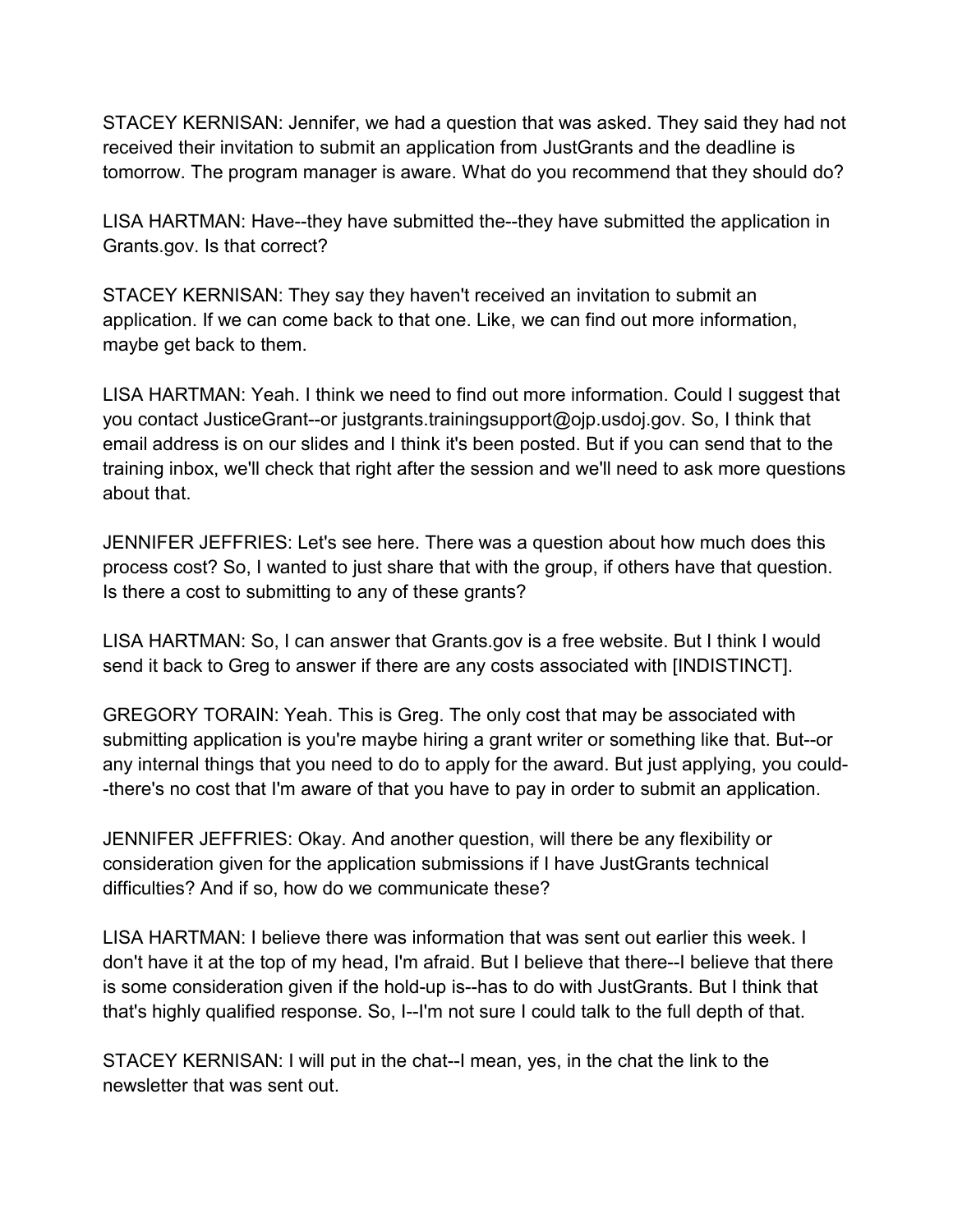STACEY KERNISAN: Jennifer, we had a question that was asked. They said they had not received their invitation to submit an application from JustGrants and the deadline is tomorrow. The program manager is aware. What do you recommend that they should do?

LISA HARTMAN: Have--they have submitted the--they have submitted the application in Grants.gov. Is that correct?

STACEY KERNISAN: They say they haven't received an invitation to submit an application. If we can come back to that one. Like, we can find out more information, maybe get back to them.

LISA HARTMAN: Yeah. I think we need to find out more information. Could I suggest that you contact JusticeGrant--or justgrants.trainingsupport@ojp.usdoj.gov. So, I think that email address is on our slides and I think it's been posted. But if you can send that to the training inbox, we'll check that right after the session and we'll need to ask more questions about that.

JENNIFER JEFFRIES: Let's see here. There was a question about how much does this process cost? So, I wanted to just share that with the group, if others have that question. Is there a cost to submitting to any of these grants?

LISA HARTMAN: So, I can answer that Grants.gov is a free website. But I think I would send it back to Greg to answer if there are any costs associated with [INDISTINCT].

GREGORY TORAIN: Yeah. This is Greg. The only cost that may be associated with submitting application is you're maybe hiring a grant writer or something like that. But--or any internal things that you need to do to apply for the award. But just applying, you could--there's no cost that I'm aware of that you have to pay in order to submit an application.

JENNIFER JEFFRIES: Okay. And another question, will there be any flexibility or consideration given for the application submissions if I have JustGrants technical difficulties? And if so, how do we communicate these?

LISA HARTMAN: I believe there was information that was sent out earlier this week. I don't have it at the top of my head, I'm afraid. But I believe that there--I believe that there is some consideration given if the hold-up is--has to do with JustGrants. But I think that that's highly qualified response. So, I--I'm not sure I could talk to the full depth of that.

STACEY KERNISAN: I will put in the chat--I mean, yes, in the chat the link to the newsletter that was sent out.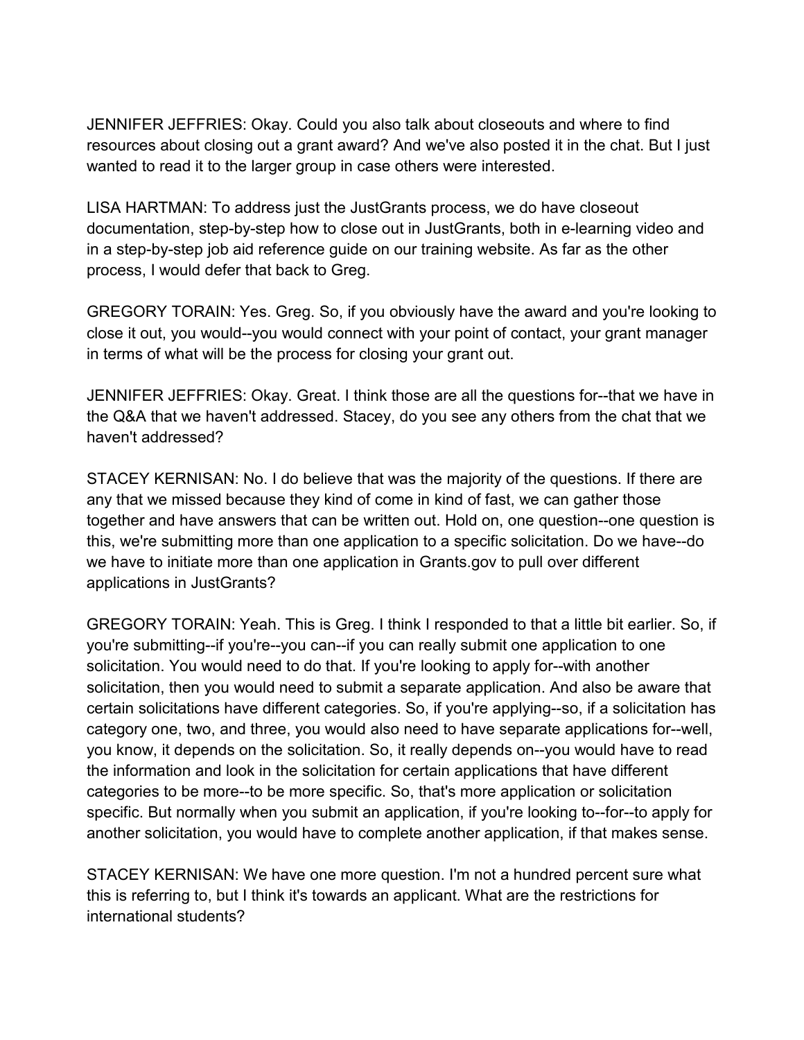JENNIFER JEFFRIES: Okay. Could you also talk about closeouts and where to find resources about closing out a grant award? And we've also posted it in the chat. But I just wanted to read it to the larger group in case others were interested.

LISA HARTMAN: To address just the JustGrants process, we do have closeout documentation, step-by-step how to close out in JustGrants, both in e-learning video and in a step-by-step job aid reference guide on our training website. As far as the other process, I would defer that back to Greg.

GREGORY TORAIN: Yes. Greg. So, if you obviously have the award and you're looking to close it out, you would--you would connect with your point of contact, your grant manager in terms of what will be the process for closing your grant out.

JENNIFER JEFFRIES: Okay. Great. I think those are all the questions for--that we have in the Q&A that we haven't addressed. Stacey, do you see any others from the chat that we haven't addressed?

STACEY KERNISAN: No. I do believe that was the majority of the questions. If there are any that we missed because they kind of come in kind of fast, we can gather those together and have answers that can be written out. Hold on, one question--one question is this, we're submitting more than one application to a specific solicitation. Do we have--do we have to initiate more than one application in Grants.gov to pull over different applications in JustGrants?

GREGORY TORAIN: Yeah. This is Greg. I think I responded to that a little bit earlier. So, if you're submitting--if you're--you can--if you can really submit one application to one solicitation. You would need to do that. If you're looking to apply for--with another solicitation, then you would need to submit a separate application. And also be aware that certain solicitations have different categories. So, if you're applying--so, if a solicitation has category one, two, and three, you would also need to have separate applications for--well, you know, it depends on the solicitation. So, it really depends on--you would have to read the information and look in the solicitation for certain applications that have different categories to be more--to be more specific. So, that's more application or solicitation specific. But normally when you submit an application, if you're looking to--for--to apply for another solicitation, you would have to complete another application, if that makes sense.

STACEY KERNISAN: We have one more question. I'm not a hundred percent sure what this is referring to, but I think it's towards an applicant. What are the restrictions for international students?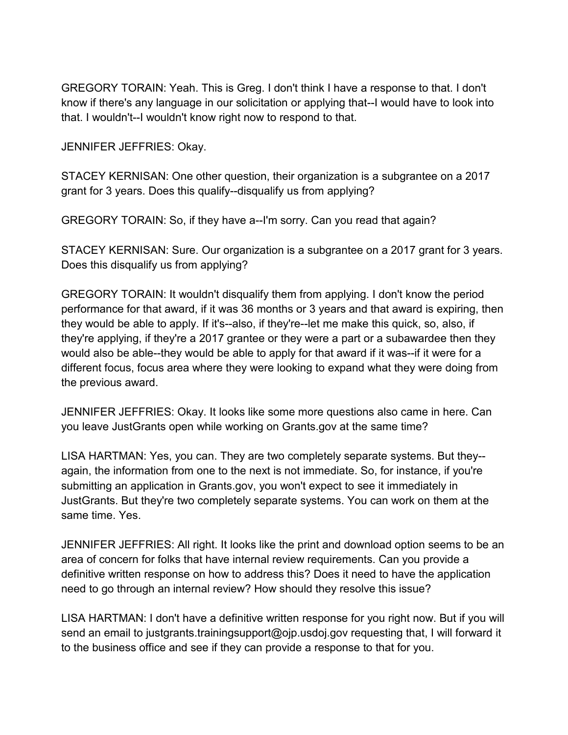GREGORY TORAIN: Yeah. This is Greg. I don't think I have a response to that. I don't know if there's any language in our solicitation or applying that--I would have to look into that. I wouldn't--I wouldn't know right now to respond to that.

JENNIFER JEFFRIES: Okay.

STACEY KERNISAN: One other question, their organization is a subgrantee on a 2017 grant for 3 years. Does this qualify--disqualify us from applying?

GREGORY TORAIN: So, if they have a--I'm sorry. Can you read that again?

STACEY KERNISAN: Sure. Our organization is a subgrantee on a 2017 grant for 3 years. Does this disqualify us from applying?

GREGORY TORAIN: It wouldn't disqualify them from applying. I don't know the period performance for that award, if it was 36 months or 3 years and that award is expiring, then they would be able to apply. If it's--also, if they're--let me make this quick, so, also, if they're applying, if they're a 2017 grantee or they were a part or a subawardee then they would also be able--they would be able to apply for that award if it was--if it were for a different focus, focus area where they were looking to expand what they were doing from the previous award.

JENNIFER JEFFRIES: Okay. It looks like some more questions also came in here. Can you leave JustGrants open while working on Grants.gov at the same time?

LISA HARTMAN: Yes, you can. They are two completely separate systems. But they--again, the information from one to the next is not immediate. So, for instance, if you're submitting an application in Grants.gov, you won't expect to see it immediately in JustGrants. But they're two completely separate systems. You can work on them at the same time. Yes.

JENNIFER JEFFRIES: All right. It looks like the print and download option seems to be an area of concern for folks that have internal review requirements. Can you provide a definitive written response on how to address this? Does it need to have the application need to go through an internal review? How should they resolve this issue?

LISA HARTMAN: I don't have a definitive written response for you right now. But if you will send an email to justgrants.trainingsupport@ojp.usdoj.gov requesting that, I will forward it to the business office and see if they can provide a response to that for you.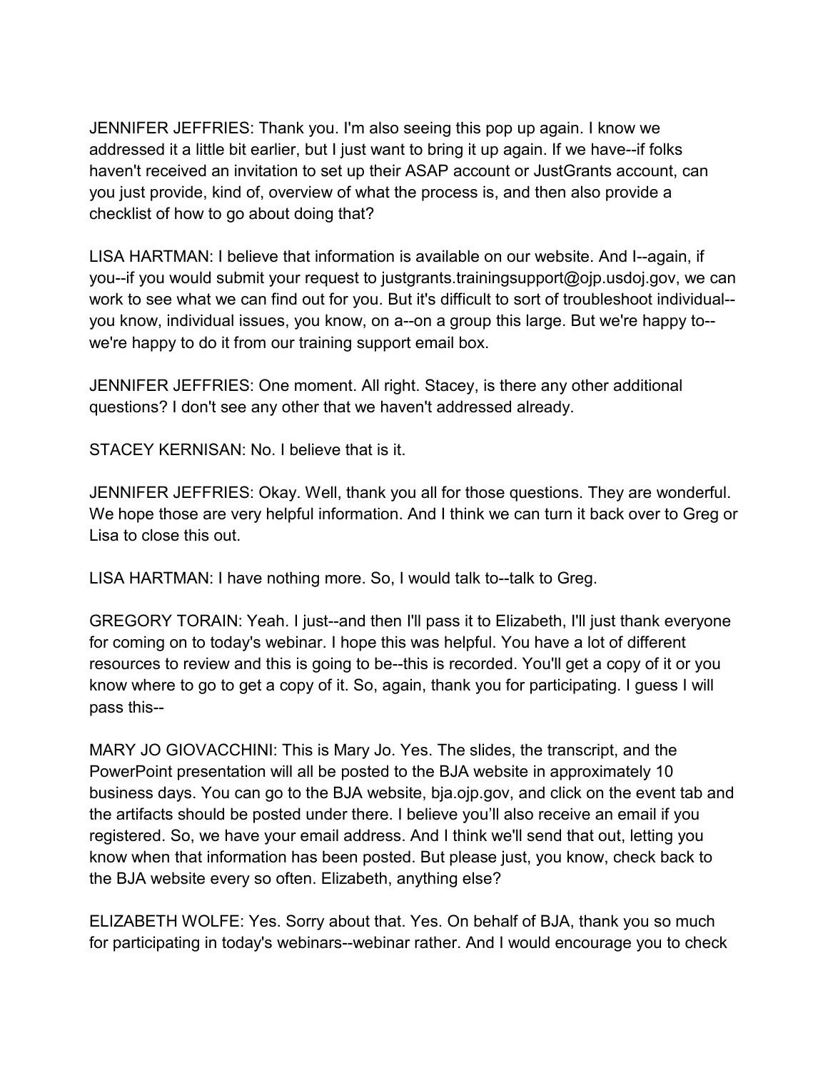JENNIFER JEFFRIES: Thank you. I'm also seeing this pop up again. I know we addressed it a little bit earlier, but I just want to bring it up again. If we have--if folks haven't received an invitation to set up their ASAP account or JustGrants account, can you just provide, kind of, overview of what the process is, and then also provide a checklist of how to go about doing that?

LISA HARTMAN: I believe that information is available on our website. And I--again, if you--if you would submit your request to justgrants.trainingsupport@ojp.usdoj.gov, we can work to see what we can find out for you. But it's difficult to sort of troubleshoot individual--you know, individual issues, you know, on a--on a group this large. But we're happy to--we're happy to do it from our training support email box.

JENNIFER JEFFRIES: One moment. All right. Stacey, is there any other additional questions? I don't see any other that we haven't addressed already.

STACEY KERNISAN: No. I believe that is it.

JENNIFER JEFFRIES: Okay. Well, thank you all for those questions. They are wonderful. We hope those are very helpful information. And I think we can turn it back over to Greg or Lisa to close this out.

LISA HARTMAN: I have nothing more. So, I would talk to--talk to Greg.

GREGORY TORAIN: Yeah. I just--and then I'll pass it to Elizabeth, I'll just thank everyone for coming on to today's webinar. I hope this was helpful. You have a lot of different resources to review and this is going to be--this is recorded. You'll get a copy of it or you know where to go to get a copy of it. So, again, thank you for participating. I guess I will pass this--

MARY JO GIOVACCHINI: This is Mary Jo. Yes. The slides, the transcript, and the PowerPoint presentation will all be posted to the BJA website in approximately 10 business days. You can go to the BJA website, bja.ojp.gov, and click on the event tab and the artifacts should be posted under there. I believe you'll also receive an email if you registered. So, we have your email address. And I think we'll send that out, letting you know when that information has been posted. But please just, you know, check back to the BJA website every so often. Elizabeth, anything else?

ELIZABETH WOLFE: Yes. Sorry about that. Yes. On behalf of BJA, thank you so much for participating in today's webinars--webinar rather. And I would encourage you to check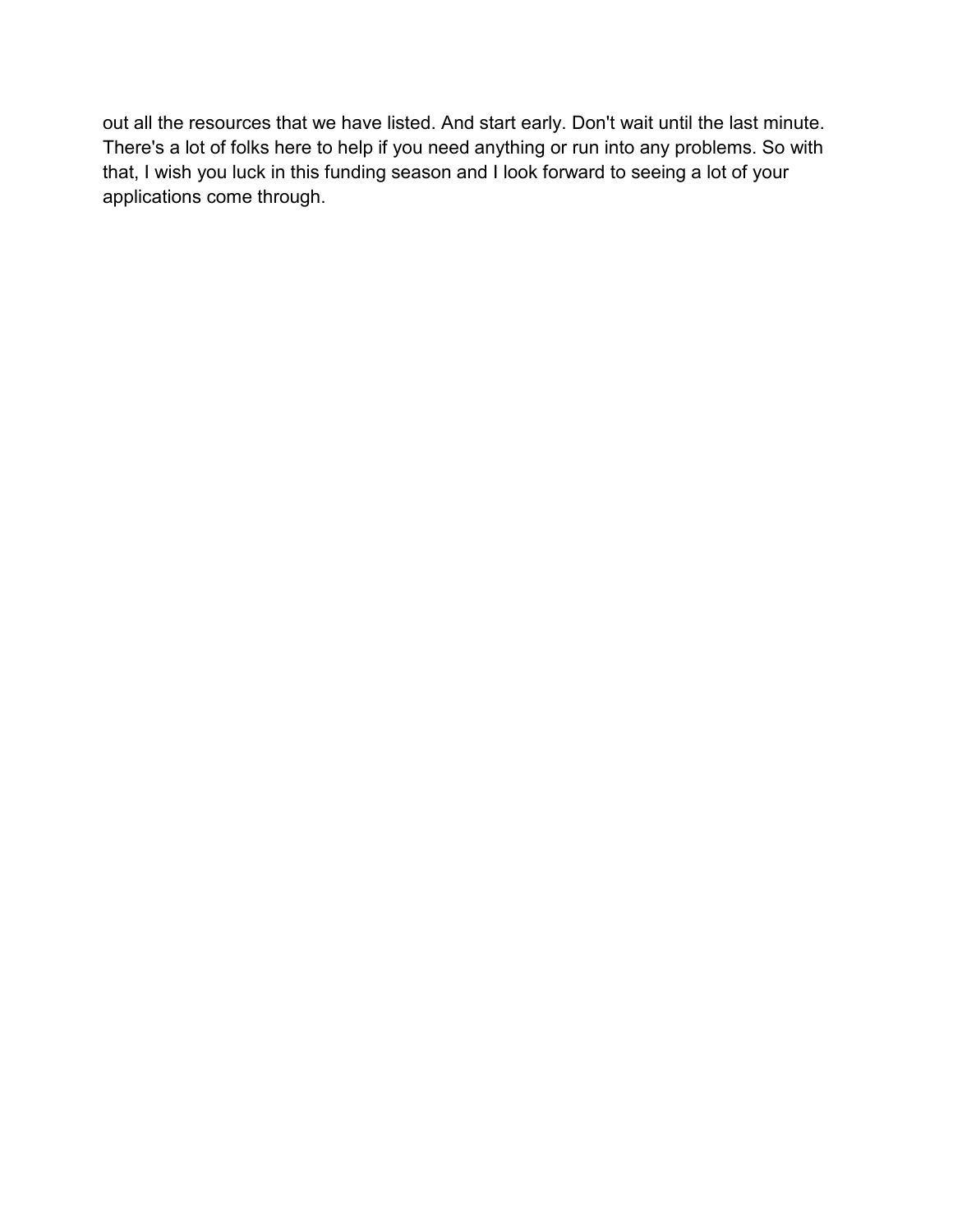out all the resources that we have listed. And start early. Don't wait until the last minute. There's a lot of folks here to help if you need anything or run into any problems. So with that, I wish you luck in this funding season and I look forward to seeing a lot of your applications come through.